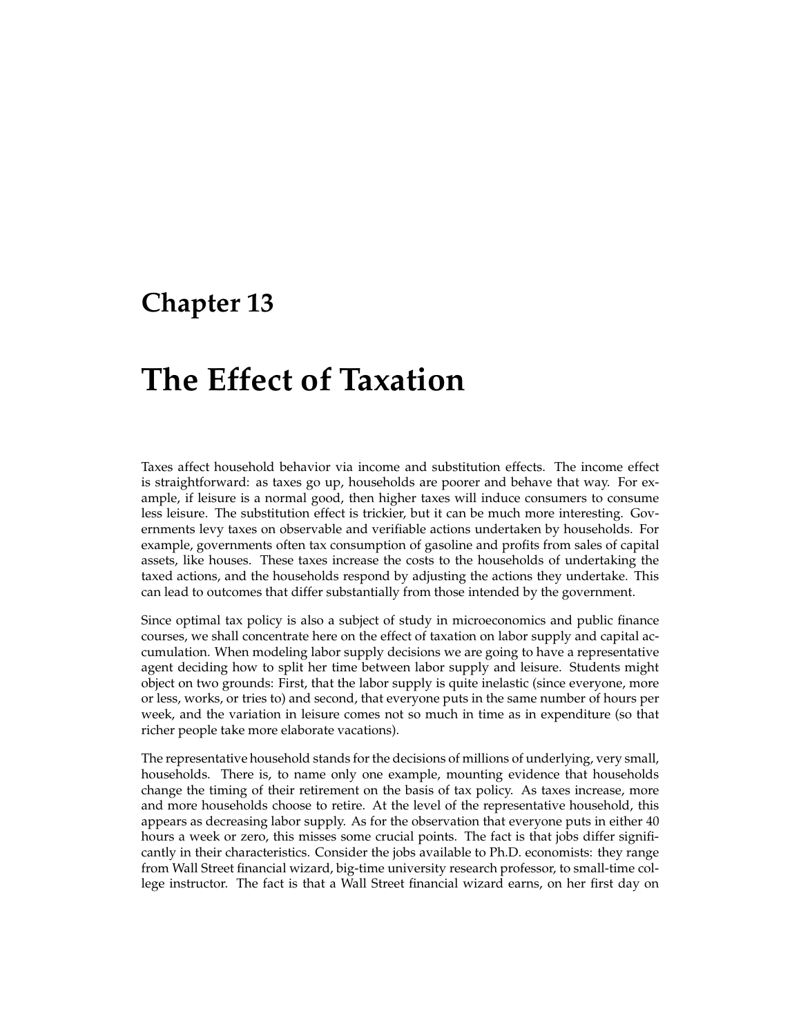# Chapter 13

# The Effect of Taxation

Taxes affect household behavior via income and substitution effects. The income effect is straightforward: as taxes go up, households are poorer and behave that way. For example, if leisure is a normal good, then higher taxes will induce consumers to consume less leisure. The substitution effect is trickier, but it can be much more interesting. Governments levy taxes on observable and verifiable actions undertaken by households. For example, governments often tax consumption of gasoline and profits from sales of capital assets, like houses. These taxes increase the costs to the households of undertaking the taxed actions, and the households respond by adjusting the actions they undertake. This can lead to outcomes that differ substantially from those intended by the government.

Since optimal tax policy is also a subject of study in microeconomics and public finance courses, we shall concentrate here on the effect of taxation on labor supply and capital accumulation. When modeling labor supply decisions we are going to have a representative agent deciding how to split her time between labor supply and leisure. Students might object on two grounds: First, that the labor supply is quite inelastic (since everyone, more or less, works, or tries to) and second, that everyone puts in the same number of hours per week, and the variation in leisure comes not so much in time as in expenditure (so that richer people take more elaborate vacations).

The representative household stands for the decisions of millions of underlying, very small, households. There is, to name only one example, mounting evidence that households change the timing of their retirement on the basis of tax policy. As taxes increase, more and more households choose to retire. At the level of the representative household, this appears as decreasing labor supply. As for the observation that everyone puts in either 40 hours a week or zero, this misses some crucial points. The fact is that jobs differ significantly in their characteristics. Consider the jobs available to Ph.D. economists: they range from Wall Street financial wizard, big-time university research professor, to small-time college instructor. The fact is that a Wall Street financial wizard earns, on her first day on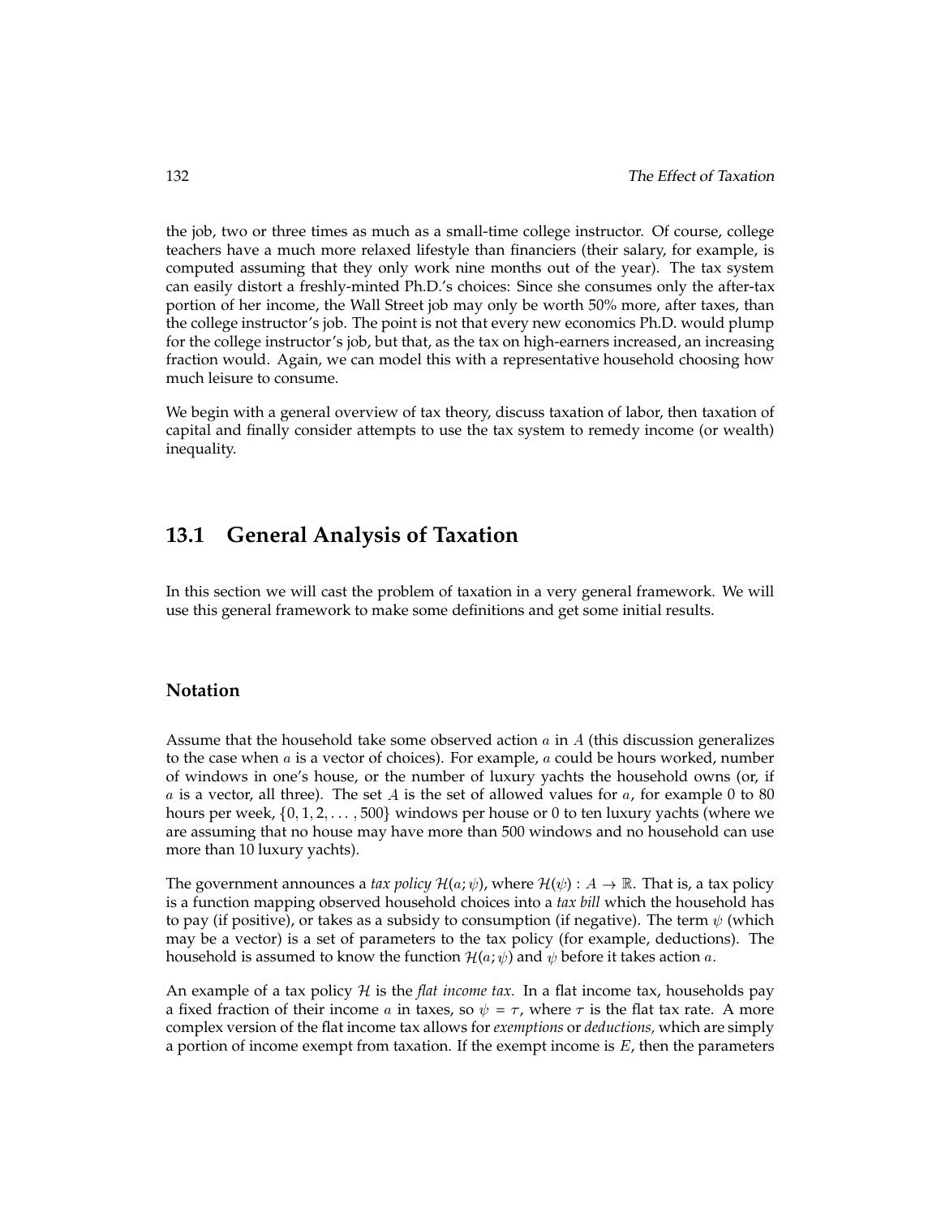the job, two or three times as much as a small-time college instructor. Of course, college teachers have a much more relaxed lifestyle than financiers (their salary, for example, is computed assuming that they only work nine months out of the year). The tax system can easily distort a freshly-minted Ph.D.'s choices: Since she consumes only the after-tax portion of her income, the Wall Street job may only be worth 50% more, after taxes, than the college instructor's job. The point is not that every new economics Ph.D. would plump for the college instructor's job, but that, as the tax on high-earners increased, an increasing fraction would. Again, we can model this with a representative household choosing how much leisure to consume.

We begin with a general overview of tax theory, discuss taxation of labor, then taxation of capital and finally consider attempts to use the tax system to remedy income (or wealth) inequality.

## 13.1 General Analysis of Taxation

In this section we will cast the problem of taxation in a very general framework. We will use this general framework to make some definitions and get some initial results.

### Notation

Assume that the household take some observed action $a$ in $A$ (this discussion generalizes to the case when $a$ is a vector of choices). For example, $a$ could be hours worked, number of windows in one's house, or the number of luxury yachts the household owns (or, if $a$ is a vector, all three). The set $A$ is the set of allowed values for $a$, for example 0 to 80 hours per week, $\{0, 1, 2, \ldots, 500\}$ windows per house or 0 to ten luxury yachts (where we are assuming that no house may have more than 500 windows and no household can use more than 10 luxury yachts).

The government announces a *tax policy* $\mathcal{H}(a; \psi)$, where $\mathcal{H}(\psi) : A \to \mathbb{R}$. That is, a tax policy is a function mapping observed household choices into a *tax bill* which the household has to pay (if positive), or takes as a subsidy to consumption (if negative). The term $\psi$ (which may be a vector) is a set of parameters to the tax policy (for example, deductions). The household is assumed to know the function $\mathcal{H}(a; \psi)$ and $\psi$ before it takes action $a$.

An example of a tax policy $\mathcal{H}$ is the *flat income tax.* In a flat income tax, households pay a fixed fraction of their income $a$ in taxes, so $\psi = \tau$, where $\tau$ is the flat tax rate. A more complex version of the flat income tax allows for *exemptions* or *deductions,* which are simply a portion of income exempt from taxation. If the exempt income is $E$, then the parameters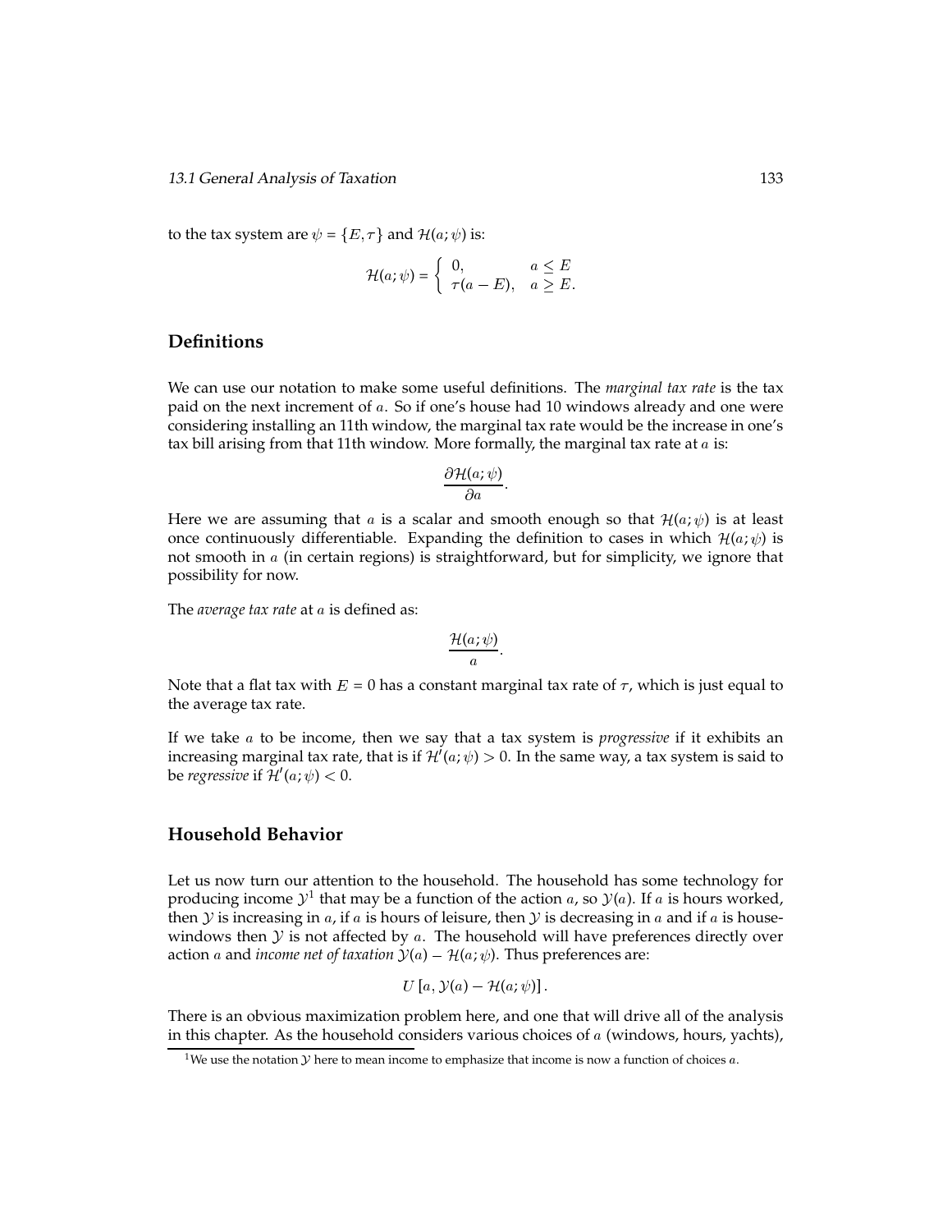to the tax system are $\psi = \{E, \tau\}$ and $\mathcal{H}(a;\psi)$ is:

$$\mathcal{H}(a;\psi) = \begin{cases} 0, & a \leq E \\ \tau(a - E), & a \geq E. \end{cases}$$

## Definitions

We can use our notation to make some useful definitions. The *marginal tax rate* is the tax paid on the next increment of $a$. So if one's house had 10 windows already and one were considering installing an 11th window, the marginal tax rate would be the increase in one's tax bill arising from that 11th window. More formally, the marginal tax rate at $a$ is:

$$\frac{\partial \mathcal{H}(a;\psi)}{\partial a}.$$

Here we are assuming that $a$ is a scalar and smooth enough so that $\mathcal{H}(a;\psi)$ is at least once continuously differentiable. Expanding the definition to cases in which $\mathcal{H}(a;\psi)$ is not smooth in $a$ (in certain regions) is straightforward, but for simplicity, we ignore that possibility for now.

The *average tax rate* at $a$ is defined as:

$$\frac{\mathcal{H}(a;\psi)}{a}.$$

Note that a flat tax with $E = 0$ has a constant marginal tax rate of $\tau$, which is just equal to the average tax rate.

If we take $a$ to be income, then we say that a tax system is *progressive* if it exhibits an increasing marginal tax rate, that is if $\mathcal{H}'(a;\psi) > 0$. In the same way, a tax system is said to be *regressive* if $\mathcal{H}'(a;\psi) < 0$.

## Household Behavior

Let us now turn our attention to the household. The household has some technology for producing income $\mathcal{Y}$[1] that may be a function of the action $a$, so $\mathcal{Y}(a)$. If $a$ is hours worked, then $\mathcal{Y}$ is increasing in $a$, if $a$ is hours of leisure, then $\mathcal{Y}$ is decreasing in $a$ and if $a$ is house-windows then $\mathcal{Y}$ is not affected by $a$. The household will have preferences directly over action $a$ and *income net of taxation* $\mathcal{Y}(a) - \mathcal{H}(a;\psi)$. Thus preferences are:

$$U\left[a, \mathcal{Y}(a) - \mathcal{H}(a;\psi)\right].$$

There is an obvious maximization problem here, and one that will drive all of the analysis in this chapter. As the household considers various choices of $a$ (windows, hours, yachts),

[1] We use the notation $\mathcal{Y}$ here to mean income to emphasize that income is now a function of choices $a$.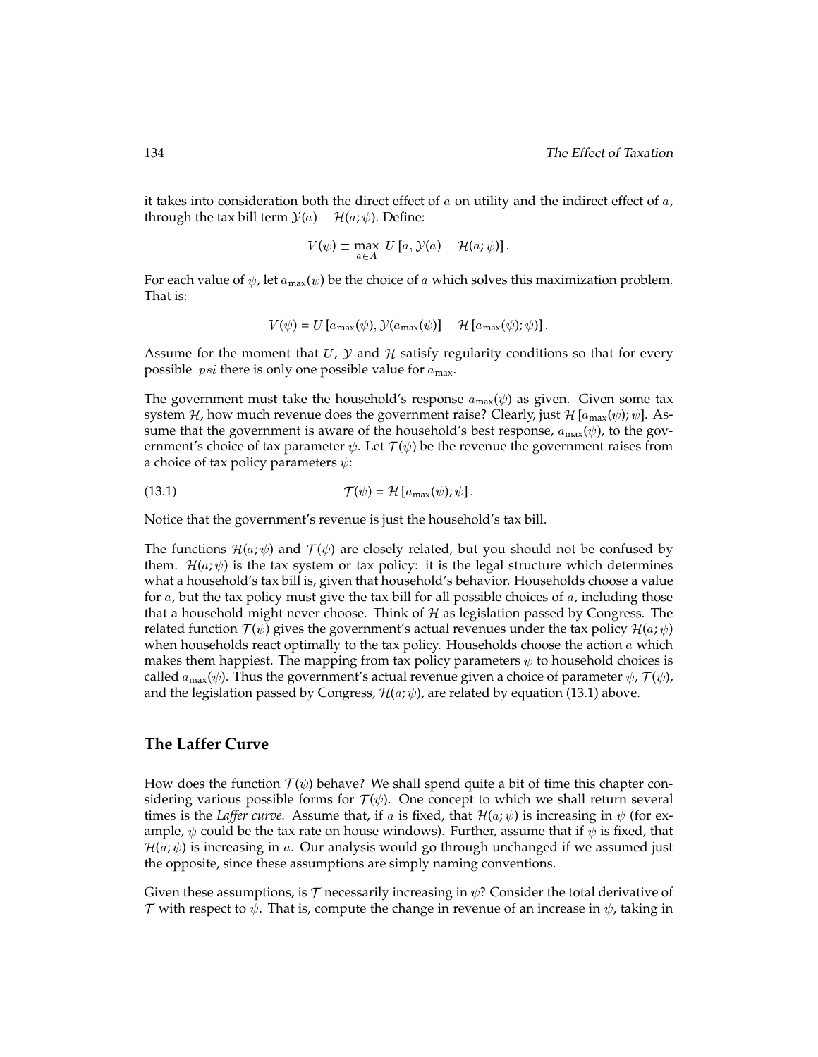it takes into consideration both the direct effect of $a$ on utility and the indirect effect of $a$, through the tax bill term $\mathcal{Y}(a) - \mathcal{H}(a;\psi)$. Define:

$$V(\psi) \equiv \max_{a \in A} \; U\left[a, \mathcal{Y}(a) - \mathcal{H}(a;\psi)\right].$$

For each value of $\psi$, let $a_{\max}(\psi)$ be the choice of $a$ which solves this maximization problem. That is:

$$V(\psi) = U\left[a_{\max}(\psi), \mathcal{Y}(a_{\max}(\psi))\right] - \mathcal{H}\left[a_{\max}(\psi);\psi\right].$$

Assume for the moment that $U$, $\mathcal{Y}$ and $\mathcal{H}$ satisfy regularity conditions so that for every possible $|psi$ there is only one possible value for $a_{\max}$.

The government must take the household's response $a_{\max}(\psi)$ as given. Given some tax system $\mathcal{H}$, how much revenue does the government raise? Clearly, just $\mathcal{H}\left[a_{\max}(\psi);\psi\right]$. Assume that the government is aware of the household's best response, $a_{\max}(\psi)$, to the government's choice of tax parameter $\psi$. Let $\mathcal{T}(\psi)$ be the revenue the government raises from a choice of tax policy parameters $\psi$:

$$\mathcal{T}(\psi) = \mathcal{H}\left[a_{\max}(\psi);\psi\right]. \tag{13.1}$$

Notice that the government's revenue is just the household's tax bill.

The functions $\mathcal{H}(a;\psi)$ and $\mathcal{T}(\psi)$ are closely related, but you should not be confused by them. $\mathcal{H}(a;\psi)$ is the tax system or tax policy: it is the legal structure which determines what a household's tax bill is, given that household's behavior. Households choose a value for $a$, but the tax policy must give the tax bill for all possible choices of $a$, including those that a household might never choose. Think of $\mathcal{H}$ as legislation passed by Congress. The related function $\mathcal{T}(\psi)$ gives the government's actual revenues under the tax policy $\mathcal{H}(a;\psi)$ when households react optimally to the tax policy. Households choose the action $a$ which makes them happiest. The mapping from tax policy parameters $\psi$ to household choices is called $a_{\max}(\psi)$. Thus the government's actual revenue given a choice of parameter $\psi$, $\mathcal{T}(\psi)$, and the legislation passed by Congress, $\mathcal{H}(a;\psi)$, are related by equation (13.1) above.

## The Laffer Curve

How does the function $\mathcal{T}(\psi)$ behave? We shall spend quite a bit of time this chapter considering various possible forms for $\mathcal{T}(\psi)$. One concept to which we shall return several times is the *Laffer curve.* Assume that, if $a$ is fixed, that $\mathcal{H}(a;\psi)$ is increasing in $\psi$ (for example, $\psi$ could be the tax rate on house windows). Further, assume that if $\psi$ is fixed, that $\mathcal{H}(a;\psi)$ is increasing in $a$. Our analysis would go through unchanged if we assumed just the opposite, since these assumptions are simply naming conventions.

Given these assumptions, is $\mathcal{T}$ necessarily increasing in $\psi$? Consider the total derivative of $\mathcal{T}$ with respect to $\psi$. That is, compute the change in revenue of an increase in $\psi$, taking in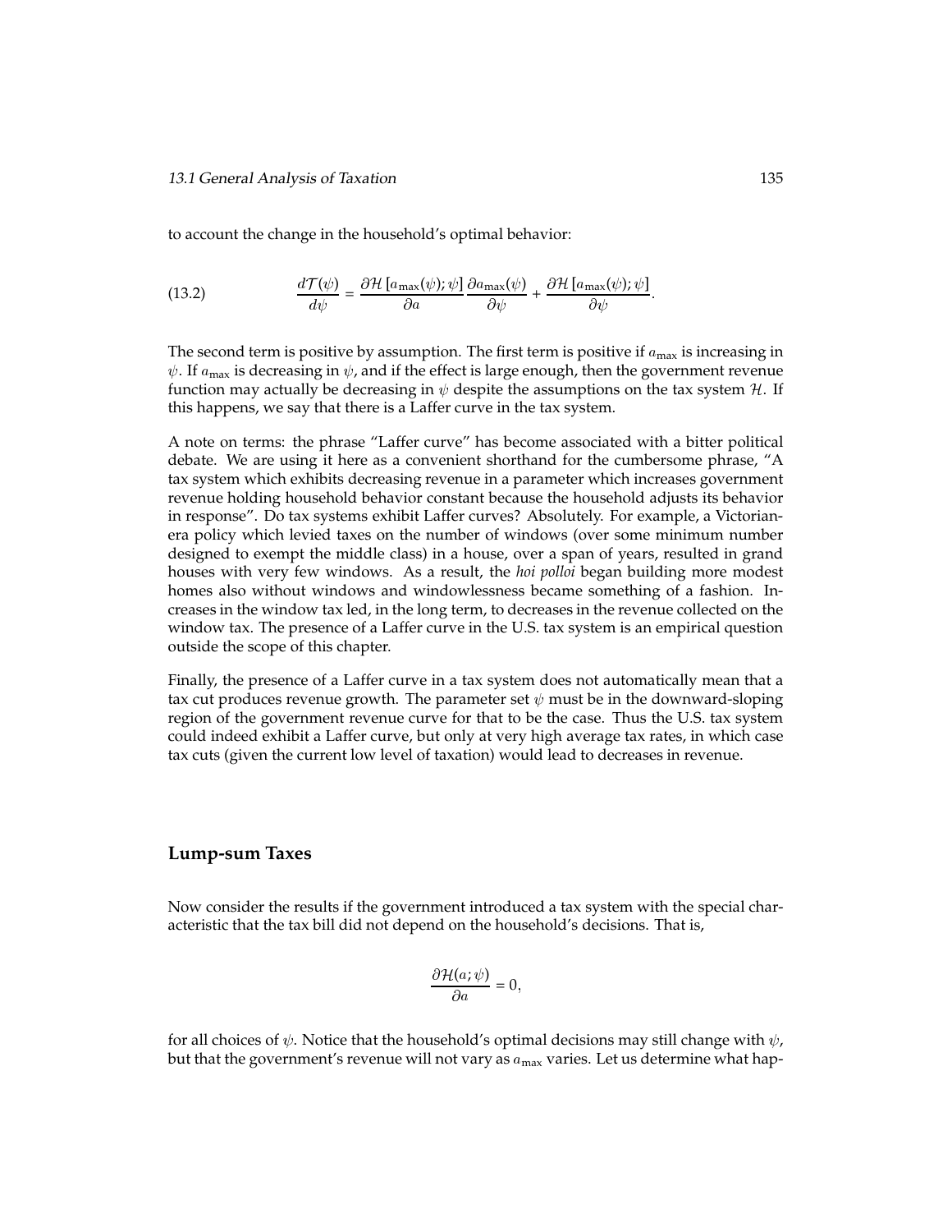to account the change in the household's optimal behavior:

$$\frac{d\mathcal{T}(\psi)}{d\psi} = \frac{\partial \mathcal{H}\left[a_{\max}(\psi);\psi\right]}{\partial a}\frac{\partial a_{\max}(\psi)}{\partial \psi} + \frac{\partial \mathcal{H}\left[a_{\max}(\psi);\psi\right]}{\partial \psi}. \tag{13.2}$$

The second term is positive by assumption. The first term is positive if $a_{\max}$ is increasing in $\psi$. If $a_{\max}$ is decreasing in $\psi$, and if the effect is large enough, then the government revenue function may actually be decreasing in $\psi$ despite the assumptions on the tax system $\mathcal{H}$. If this happens, we say that there is a Laffer curve in the tax system.

A note on terms: the phrase "Laffer curve" has become associated with a bitter political debate. We are using it here as a convenient shorthand for the cumbersome phrase, "A tax system which exhibits decreasing revenue in a parameter which increases government revenue holding household behavior constant because the household adjusts its behavior in response". Do tax systems exhibit Laffer curves? Absolutely. For example, a Victorian-era policy which levied taxes on the number of windows (over some minimum number designed to exempt the middle class) in a house, over a span of years, resulted in grand houses with very few windows. As a result, the *hoi polloi* began building more modest homes also without windows and windowlessness became something of a fashion. Increases in the window tax led, in the long term, to decreases in the revenue collected on the window tax. The presence of a Laffer curve in the U.S. tax system is an empirical question outside the scope of this chapter.

Finally, the presence of a Laffer curve in a tax system does not automatically mean that a tax cut produces revenue growth. The parameter set $\psi$ must be in the downward-sloping region of the government revenue curve for that to be the case. Thus the U.S. tax system could indeed exhibit a Laffer curve, but only at very high average tax rates, in which case tax cuts (given the current low level of taxation) would lead to decreases in revenue.

### Lump-sum Taxes

Now consider the results if the government introduced a tax system with the special characteristic that the tax bill did not depend on the household's decisions. That is,

$$\frac{\partial \mathcal{H}(a;\psi)}{\partial a} = 0,$$

for all choices of $\psi$. Notice that the household's optimal decisions may still change with $\psi$, but that the government's revenue will not vary as $a_{\max}$ varies. Let us determine what hap-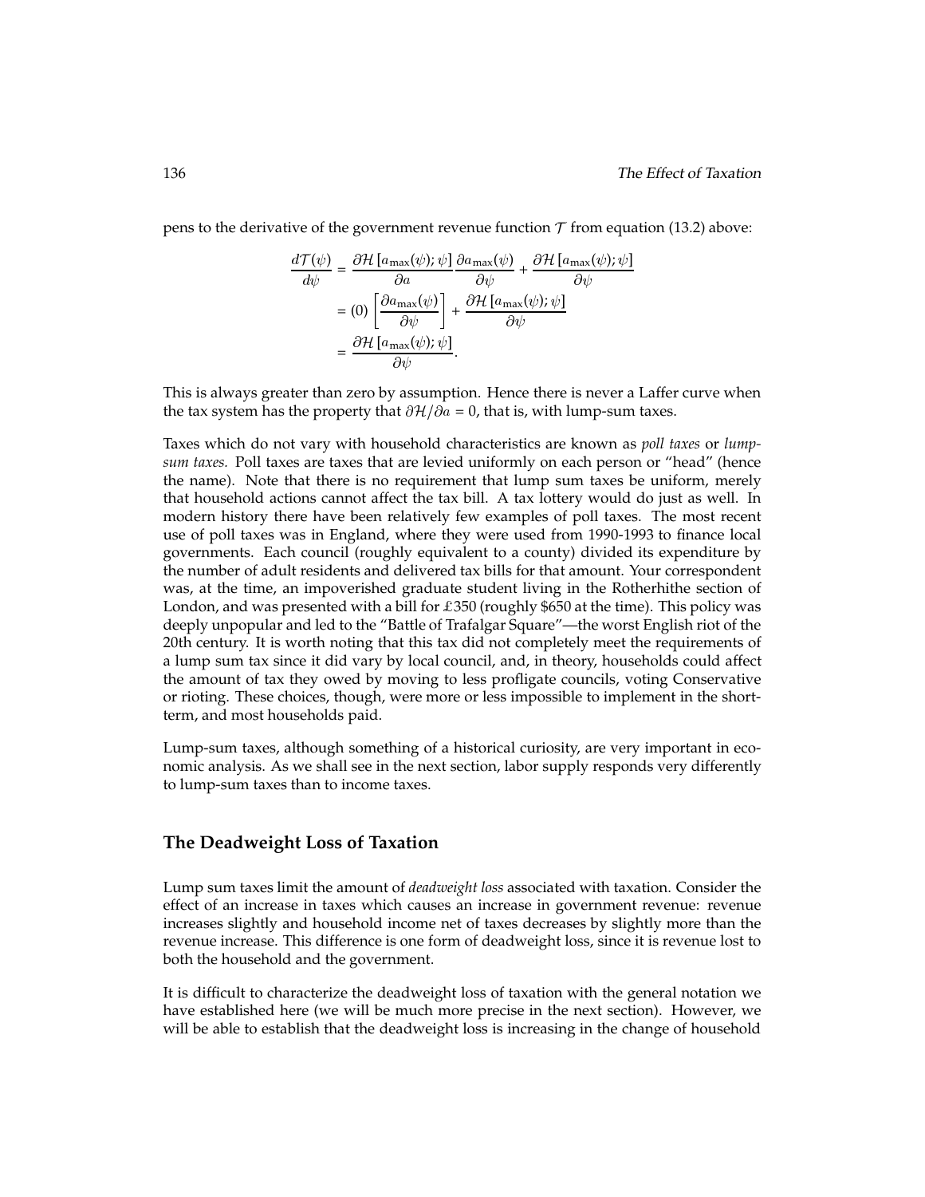pens to the derivative of the government revenue function $\mathcal{T}$ from equation (13.2) above:

$$
\begin{aligned}
\frac{d\mathcal{T}(\psi)}{d\psi} &= \frac{\partial \mathcal{H}\left[a_{\max}(\psi);\psi\right]}{\partial a}\frac{\partial a_{\max}(\psi)}{\partial \psi} + \frac{\partial \mathcal{H}\left[a_{\max}(\psi);\psi\right]}{\partial \psi} \\
&= (0)\left[\frac{\partial a_{\max}(\psi)}{\partial \psi}\right] + \frac{\partial \mathcal{H}\left[a_{\max}(\psi);\psi\right]}{\partial \psi} \\
&= \frac{\partial \mathcal{H}\left[a_{\max}(\psi);\psi\right]}{\partial \psi}.
\end{aligned}
$$

This is always greater than zero by assumption. Hence there is never a Laffer curve when the tax system has the property that $\partial \mathcal{H}/\partial a = 0$, that is, with lump-sum taxes.

Taxes which do not vary with household characteristics are known as *poll taxes* or *lump-sum taxes.* Poll taxes are taxes that are levied uniformly on each person or "head" (hence the name). Note that there is no requirement that lump sum taxes be uniform, merely that household actions cannot affect the tax bill. A tax lottery would do just as well. In modern history there have been relatively few examples of poll taxes. The most recent use of poll taxes was in England, where they were used from 1990-1993 to finance local governments. Each council (roughly equivalent to a county) divided its expenditure by the number of adult residents and delivered tax bills for that amount. Your correspondent was, at the time, an impoverished graduate student living in the Rotherhithe section of London, and was presented with a bill for £350 (roughly $650 at the time). This policy was deeply unpopular and led to the "Battle of Trafalgar Square"—the worst English riot of the 20th century. It is worth noting that this tax did not completely meet the requirements of a lump sum tax since it did vary by local council, and, in theory, households could affect the amount of tax they owed by moving to less profligate councils, voting Conservative or rioting. These choices, though, were more or less impossible to implement in the short-term, and most households paid.

Lump-sum taxes, although something of a historical curiosity, are very important in economic analysis. As we shall see in the next section, labor supply responds very differently to lump-sum taxes than to income taxes.

## The Deadweight Loss of Taxation

Lump sum taxes limit the amount of *deadweight loss* associated with taxation. Consider the effect of an increase in taxes which causes an increase in government revenue: revenue increases slightly and household income net of taxes decreases by slightly more than the revenue increase. This difference is one form of deadweight loss, since it is revenue lost to both the household and the government.

It is difficult to characterize the deadweight loss of taxation with the general notation we have established here (we will be much more precise in the next section). However, we will be able to establish that the deadweight loss is increasing in the change of household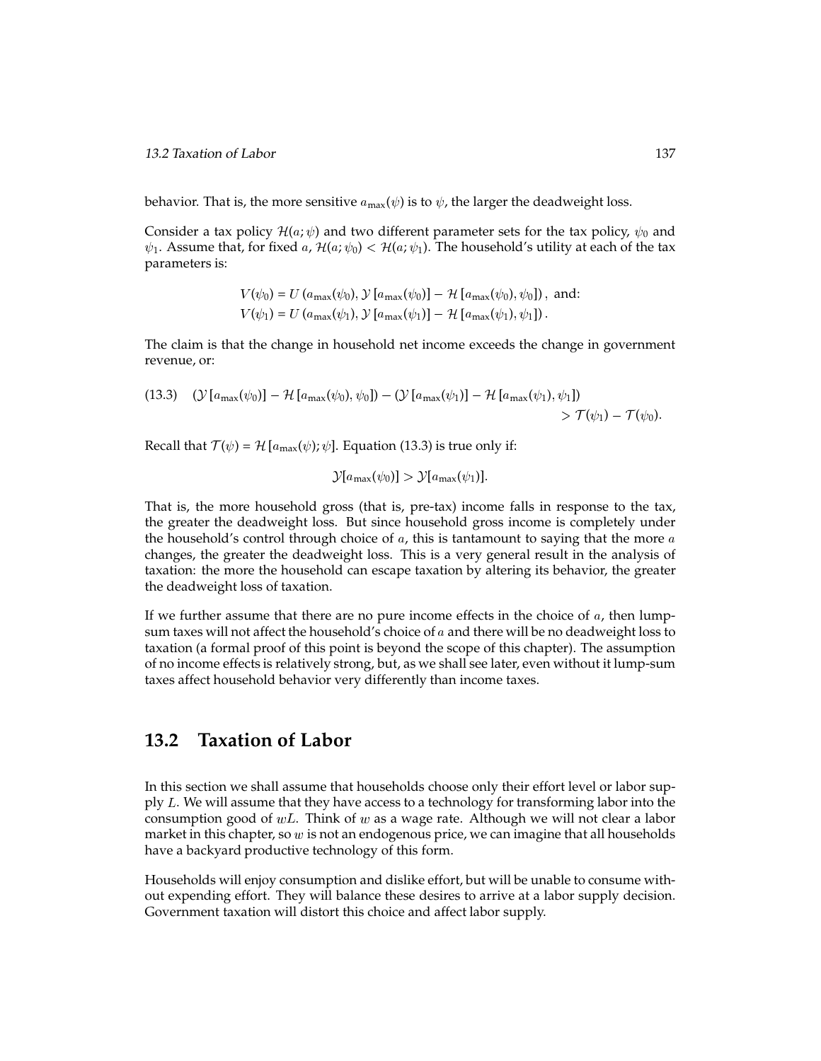behavior. That is, the more sensitive $a_{\max}(\psi)$ is to $\psi$, the larger the deadweight loss.

Consider a tax policy $\mathcal{H}(a; \psi)$ and two different parameter sets for the tax policy, $\psi_0$ and $\psi_1$. Assume that, for fixed $a$, $\mathcal{H}(a; \psi_0) < \mathcal{H}(a; \psi_1)$. The household's utility at each of the tax parameters is:

$$V(\psi_0) = U\left(a_{\max}(\psi_0), \mathcal{Y}\left[a_{\max}(\psi_0)\right] - \mathcal{H}\left[a_{\max}(\psi_0), \psi_0\right]\right), \text{ and:}$$
$$V(\psi_1) = U\left(a_{\max}(\psi_1), \mathcal{Y}\left[a_{\max}(\psi_1)\right] - \mathcal{H}\left[a_{\max}(\psi_1), \psi_1\right]\right).$$

The claim is that the change in household net income exceeds the change in government revenue, or:

$$(\mathcal{Y}\left[a_{\max}(\psi_0)\right] - \mathcal{H}\left[a_{\max}(\psi_0), \psi_0\right]) - (\mathcal{Y}\left[a_{\max}(\psi_1)\right] - \mathcal{H}\left[a_{\max}(\psi_1), \psi_1\right]) > \mathcal{T}(\psi_1) - \mathcal{T}(\psi_0). \tag{13.3}$$

Recall that $\mathcal{T}(\psi) = \mathcal{H}\left[a_{\max}(\psi); \psi\right]$. Equation (13.3) is true only if:

$$\mathcal{Y}[a_{\max}(\psi_0)] > \mathcal{Y}[a_{\max}(\psi_1)].$$

That is, the more household gross (that is, pre-tax) income falls in response to the tax, the greater the deadweight loss. But since household gross income is completely under the household's control through choice of $a$, this is tantamount to saying that the more $a$ changes, the greater the deadweight loss. This is a very general result in the analysis of taxation: the more the household can escape taxation by altering its behavior, the greater the deadweight loss of taxation.

If we further assume that there are no pure income effects in the choice of $a$, then lump-sum taxes will not affect the household's choice of $a$ and there will be no deadweight loss to taxation (a formal proof of this point is beyond the scope of this chapter). The assumption of no income effects is relatively strong, but, as we shall see later, even without it lump-sum taxes affect household behavior very differently than income taxes.

## 13.2 Taxation of Labor

In this section we shall assume that households choose only their effort level or labor supply $L$. We will assume that they have access to a technology for transforming labor into the consumption good of $wL$. Think of $w$ as a wage rate. Although we will not clear a labor market in this chapter, so $w$ is not an endogenous price, we can imagine that all households have a backyard productive technology of this form.

Households will enjoy consumption and dislike effort, but will be unable to consume without expending effort. They will balance these desires to arrive at a labor supply decision. Government taxation will distort this choice and affect labor supply.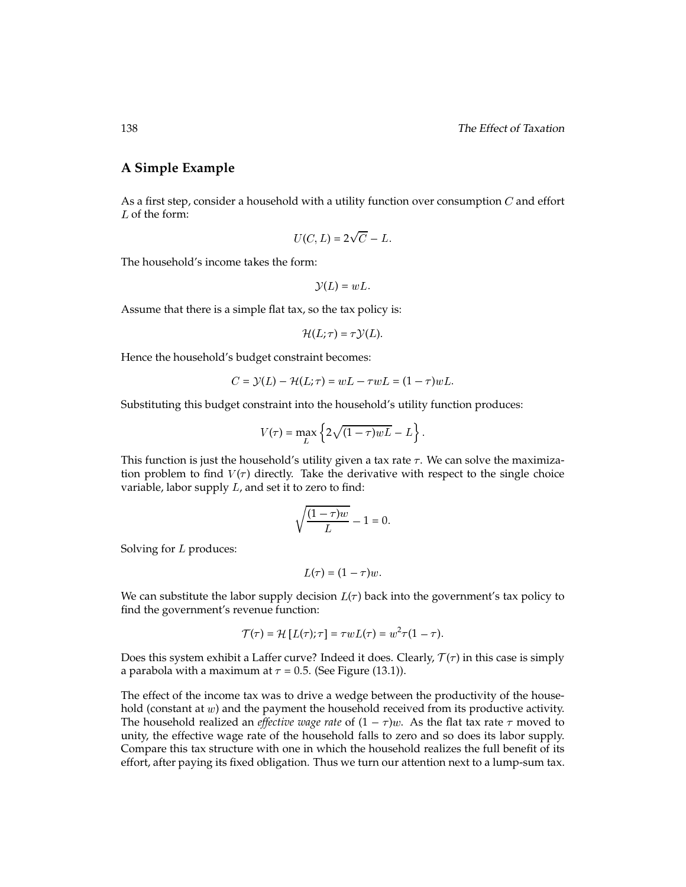## A Simple Example

As a first step, consider a household with a utility function over consumption $C$ and effort $L$ of the form:

$$U(C, L) = 2\sqrt{C} - L.$$

The household's income takes the form:

$$\mathcal{Y}(L) = wL.$$

Assume that there is a simple flat tax, so the tax policy is:

$$\mathcal{H}(L; \tau) = \tau \mathcal{Y}(L).$$

Hence the household's budget constraint becomes:

$$C = \mathcal{Y}(L) - \mathcal{H}(L; \tau) = wL - \tau wL = (1 - \tau)wL.$$

Substituting this budget constraint into the household's utility function produces:

$$V(\tau) = \max_{L} \left\{ 2\sqrt{(1 - \tau)wL} - L \right\}.$$

This function is just the household's utility given a tax rate $\tau$. We can solve the maximization problem to find $V(\tau)$ directly. Take the derivative with respect to the single choice variable, labor supply $L$, and set it to zero to find:

$$\sqrt{\frac{(1 - \tau)w}{L}} - 1 = 0.$$

Solving for $L$ produces:

$$L(\tau) = (1 - \tau)w.$$

We can substitute the labor supply decision $L(\tau)$ back into the government's tax policy to find the government's revenue function:

$$\mathcal{T}(\tau) = \mathcal{H}\left[L(\tau); \tau\right] = \tau w L(\tau) = w^2 \tau (1 - \tau).$$

Does this system exhibit a Laffer curve? Indeed it does. Clearly, $\mathcal{T}(\tau)$ in this case is simply a parabola with a maximum at $\tau = 0.5$. (See Figure (13.1)).

The effect of the income tax was to drive a wedge between the productivity of the household (constant at $w$) and the payment the household received from its productive activity. The household realized an *effective wage rate* of $(1 - \tau)w$. As the flat tax rate $\tau$ moved to unity, the effective wage rate of the household falls to zero and so does its labor supply. Compare this tax structure with one in which the household realizes the full benefit of its effort, after paying its fixed obligation. Thus we turn our attention next to a lump-sum tax.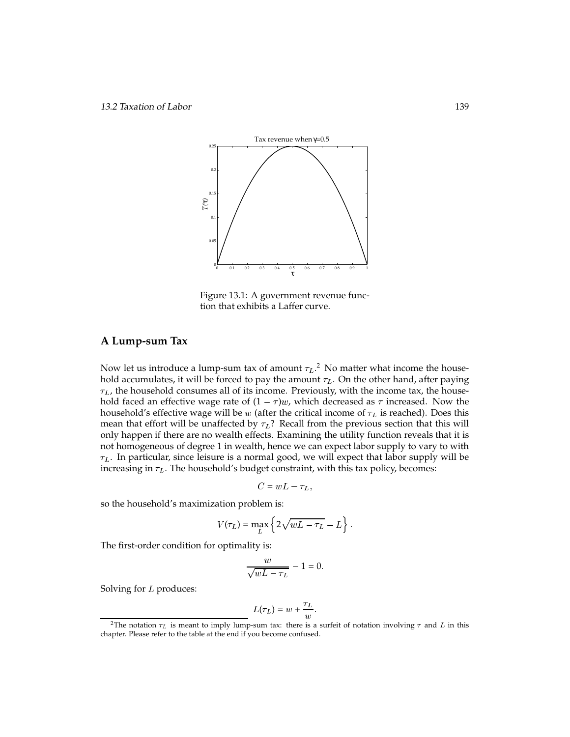Figure 13.1: A government revenue function that exhibits a Laffer curve.

### A Lump-sum Tax

Now let us introduce a lump-sum tax of amount $\tau_L$.[2] No matter what income the household accumulates, it will be forced to pay the amount $\tau_L$. On the other hand, after paying $\tau_L$, the household consumes all of its income. Previously, with the income tax, the household faced an effective wage rate of $(1 - \tau)w$, which decreased as $\tau$ increased. Now the household's effective wage will be $w$ (after the critical income of $\tau_L$ is reached). Does this mean that effort will be unaffected by $\tau_L$? Recall from the previous section that this will only happen if there are no wealth effects. Examining the utility function reveals that it is not homogeneous of degree 1 in wealth, hence we can expect labor supply to vary to with $\tau_L$. In particular, since leisure is a normal good, we will expect that labor supply will be increasing in $\tau_L$. The household's budget constraint, with this tax policy, becomes:

$$C = wL - \tau_L,$$

so the household's maximization problem is:

$$V(\tau_L) = \max_L \left\{ 2\sqrt{wL - \tau_L} - L \right\}.$$

The first-order condition for optimality is:

$$\frac{w}{\sqrt{wL - \tau_L}} - 1 = 0.$$

Solving for $L$ produces:

$$L(\tau_L) = w + \frac{\tau_L}{w}.$$

[2] The notation $\tau_L$ is meant to imply lump-sum tax: there is a surfeit of notation involving $\tau$ and $L$ in this chapter. Please refer to the table at the end if you become confused.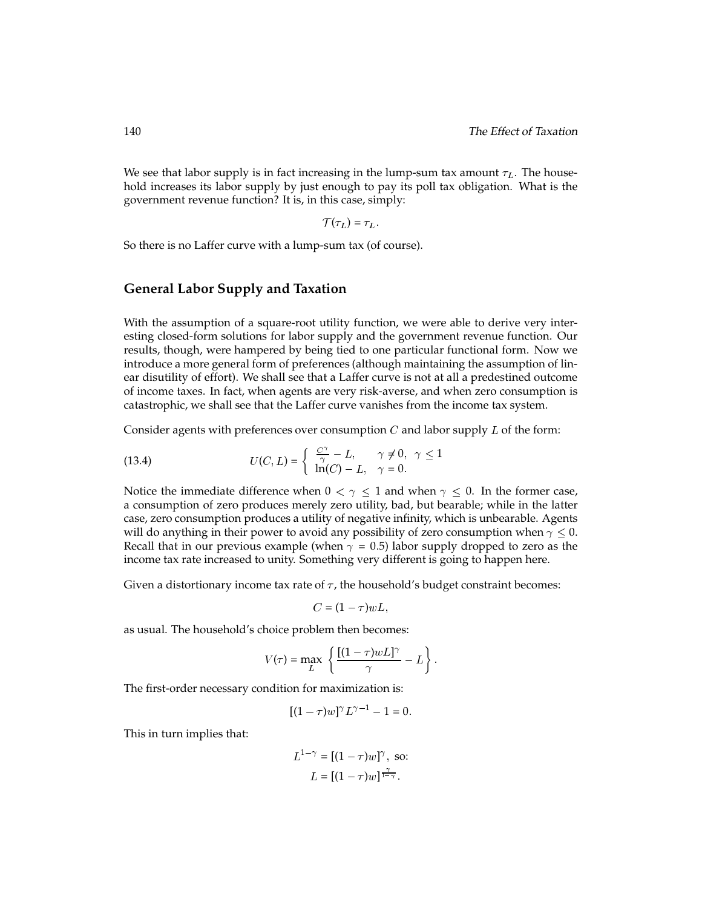We see that labor supply is in fact increasing in the lump-sum tax amount $\tau_L$. The household increases its labor supply by just enough to pay its poll tax obligation. What is the government revenue function? It is, in this case, simply:

$$\mathcal{T}(\tau_L) = \tau_L.$$

So there is no Laffer curve with a lump-sum tax (of course).

## General Labor Supply and Taxation

With the assumption of a square-root utility function, we were able to derive very interesting closed-form solutions for labor supply and the government revenue function. Our results, though, were hampered by being tied to one particular functional form. Now we introduce a more general form of preferences (although maintaining the assumption of linear disutility of effort). We shall see that a Laffer curve is not at all a predestined outcome of income taxes. In fact, when agents are very risk-averse, and when zero consumption is catastrophic, we shall see that the Laffer curve vanishes from the income tax system.

Consider agents with preferences over consumption $C$ and labor supply $L$ of the form:

$$U(C, L) = \begin{cases} \frac{C^\gamma}{\gamma} - L, & \gamma \neq 0, \ \gamma \leq 1 \\ \ln(C) - L, & \gamma = 0. \end{cases} \tag{13.4}$$

Notice the immediate difference when $0 < \gamma \leq 1$ and when $\gamma \leq 0$. In the former case, a consumption of zero produces merely zero utility, bad, but bearable; while in the latter case, zero consumption produces a utility of negative infinity, which is unbearable. Agents will do anything in their power to avoid any possibility of zero consumption when $\gamma \leq 0$. Recall that in our previous example (when $\gamma = 0.5$) labor supply dropped to zero as the income tax rate increased to unity. Something very different is going to happen here.

Given a distortionary income tax rate of $\tau$, the household's budget constraint becomes:

$$C = (1 - \tau)wL,$$

as usual. The household's choice problem then becomes:

$$V(\tau) = \max_L \left\{ \frac{[(1-\tau)wL]^\gamma}{\gamma} - L \right\}.$$

The first-order necessary condition for maximization is:

$$[(1-\tau)w]^\gamma L^{\gamma - 1} - 1 = 0.$$

This in turn implies that:

$$L^{1-\gamma} = [(1-\tau)w]^\gamma, \text{ so:}$$
$$L = [(1-\tau)w]^{\frac{\gamma}{1-\gamma}}.$$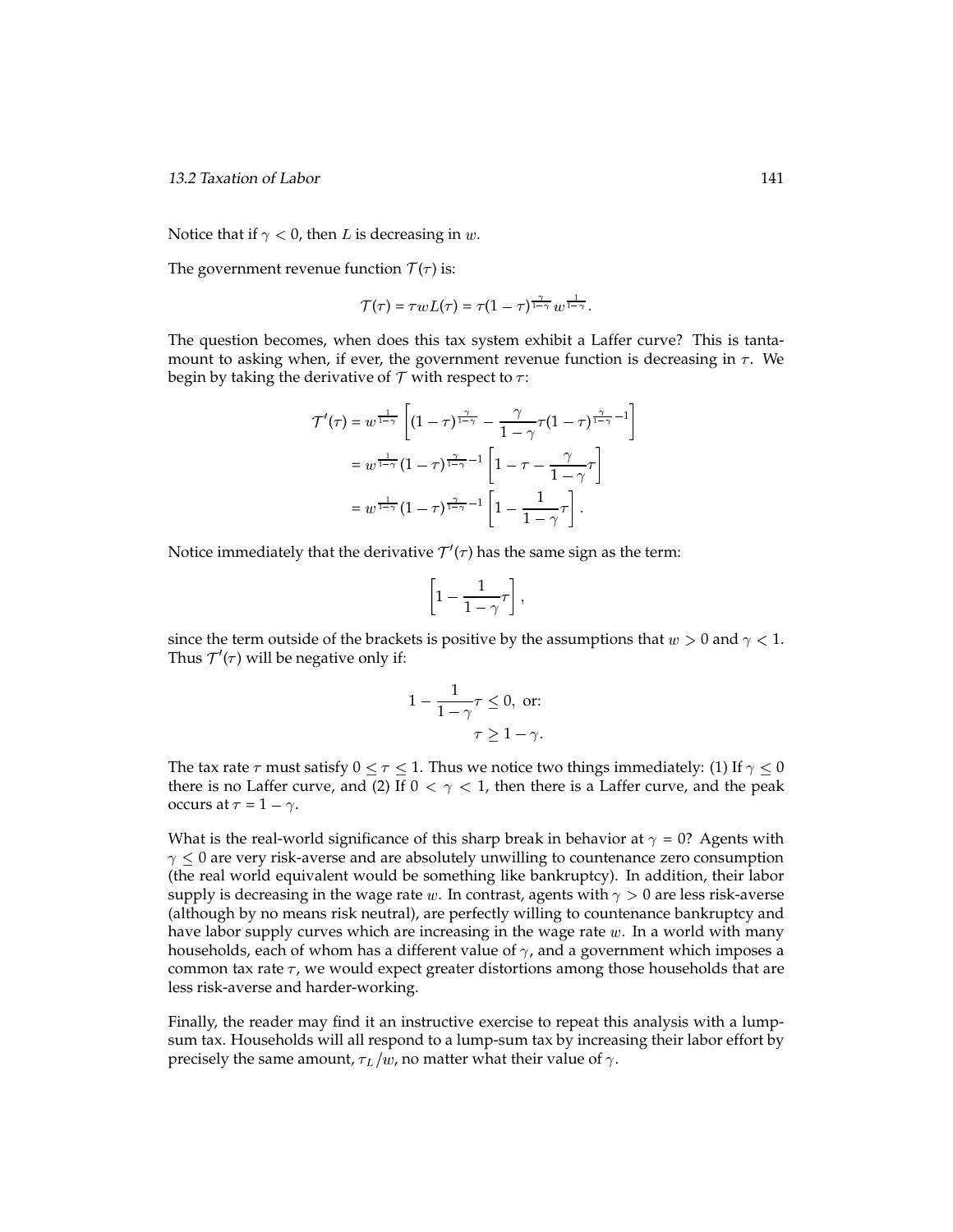Notice that if $\gamma < 0$, then $L$ is decreasing in $w$.

The government revenue function $\mathcal{T}(\tau)$ is:

$$\mathcal{T}(\tau) = \tau w L(\tau) = \tau(1-\tau)^{\frac{\gamma}{1-\gamma}} w^{\frac{1}{1-\gamma}}.$$

The question becomes, when does this tax system exhibit a Laffer curve? This is tantamount to asking when, if ever, the government revenue function is decreasing in $\tau$. We begin by taking the derivative of $\mathcal{T}$ with respect to $\tau$:

$$\begin{aligned}
\mathcal{T}'(\tau) &= w^{\frac{1}{1-\gamma}} \left[ (1-\tau)^{\frac{\gamma}{1-\gamma}} - \frac{\gamma}{1-\gamma}\tau(1-\tau)^{\frac{\gamma}{1-\gamma}-1} \right] \\
&= w^{\frac{1}{1-\gamma}}(1-\tau)^{\frac{\gamma}{1-\gamma}-1} \left[ 1 - \tau - \frac{\gamma}{1-\gamma}\tau \right] \\
&= w^{\frac{1}{1-\gamma}}(1-\tau)^{\frac{\gamma}{1-\gamma}-1} \left[ 1 - \frac{1}{1-\gamma}\tau \right].
\end{aligned}$$

Notice immediately that the derivative $\mathcal{T}'(\tau)$ has the same sign as the term:

$$\left[ 1 - \frac{1}{1-\gamma}\tau \right],$$

since the term outside of the brackets is positive by the assumptions that $w > 0$ and $\gamma < 1$. Thus $\mathcal{T}'(\tau)$ will be negative only if:

$$\begin{aligned}
1 - \frac{1}{1-\gamma}\tau &\leq 0, \text{ or:} \\
\tau &\geq 1 - \gamma.
\end{aligned}$$

The tax rate $\tau$ must satisfy $0 \leq \tau \leq 1$. Thus we notice two things immediately: (1) If $\gamma \leq 0$ there is no Laffer curve, and (2) If $0 < \gamma < 1$, then there is a Laffer curve, and the peak occurs at $\tau = 1 - \gamma$.

What is the real-world significance of this sharp break in behavior at $\gamma = 0$? Agents with $\gamma \leq 0$ are very risk-averse and are absolutely unwilling to countenance zero consumption (the real world equivalent would be something like bankruptcy). In addition, their labor supply is decreasing in the wage rate $w$. In contrast, agents with $\gamma > 0$ are less risk-averse (although by no means risk neutral), are perfectly willing to countenance bankruptcy and have labor supply curves which are increasing in the wage rate $w$. In a world with many households, each of whom has a different value of $\gamma$, and a government which imposes a common tax rate $\tau$, we would expect greater distortions among those households that are less risk-averse and harder-working.

Finally, the reader may find it an instructive exercise to repeat this analysis with a lump-sum tax. Households will all respond to a lump-sum tax by increasing their labor effort by precisely the same amount, $\tau_L/w$, no matter what their value of $\gamma$.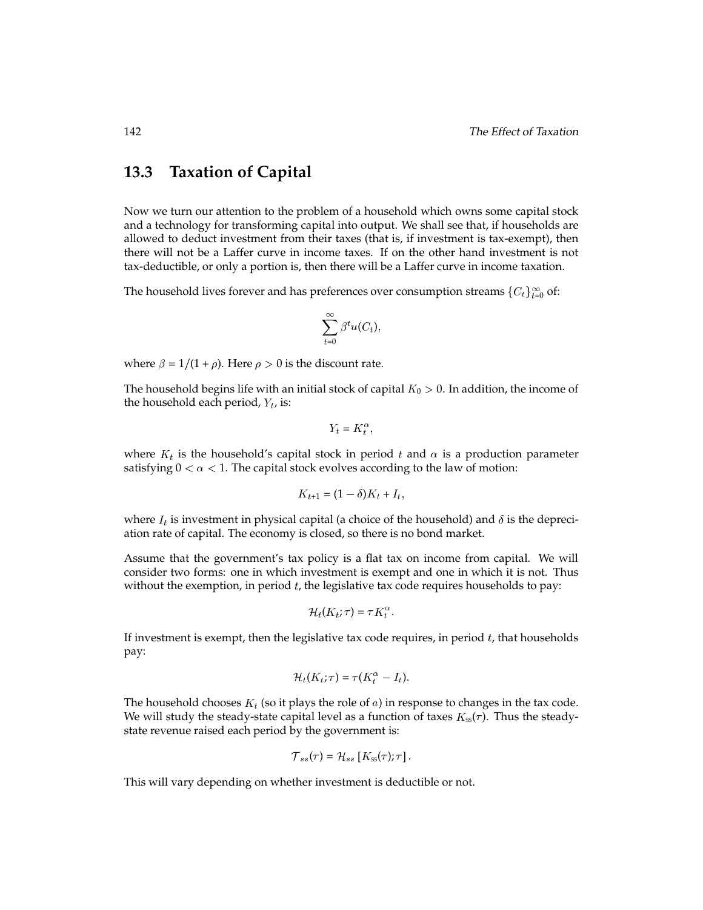## 13.3 Taxation of Capital

Now we turn our attention to the problem of a household which owns some capital stock and a technology for transforming capital into output. We shall see that, if households are allowed to deduct investment from their taxes (that is, if investment is tax-exempt), then there will not be a Laffer curve in income taxes. If on the other hand investment is not tax-deductible, or only a portion is, then there will be a Laffer curve in income taxation.

The household lives forever and has preferences over consumption streams $\{C_t\}_{t=0}^{\infty}$ of:

$$\sum_{t=0}^{\infty} \beta^t u(C_t),$$

where $\beta = 1/(1+\rho)$. Here $\rho > 0$ is the discount rate.

The household begins life with an initial stock of capital $K_0 > 0$. In addition, the income of the household each period, $Y_t$, is:

$$Y_t = K_t^{\alpha},$$

where $K_t$ is the household's capital stock in period $t$ and $\alpha$ is a production parameter satisfying $0 < \alpha < 1$. The capital stock evolves according to the law of motion:

$$K_{t+1} = (1-\delta)K_t + I_t,$$

where $I_t$ is investment in physical capital (a choice of the household) and $\delta$ is the depreciation rate of capital. The economy is closed, so there is no bond market.

Assume that the government's tax policy is a flat tax on income from capital. We will consider two forms: one in which investment is exempt and one in which it is not. Thus without the exemption, in period $t$, the legislative tax code requires households to pay:

$$\mathcal{H}_t(K_t; \tau) = \tau K_t^{\alpha}.$$

If investment is exempt, then the legislative tax code requires, in period $t$, that households pay:

$$\mathcal{H}_t(K_t; \tau) = \tau(K_t^{\alpha} - I_t).$$

The household chooses $K_t$ (so it plays the role of $a$) in response to changes in the tax code. We will study the steady-state capital level as a function of taxes $K_{ss}(\tau)$. Thus the steady-state revenue raised each period by the government is:

$$\mathcal{T}_{ss}(\tau) = \mathcal{H}_{ss}\left[K_{ss}(\tau); \tau\right].$$

This will vary depending on whether investment is deductible or not.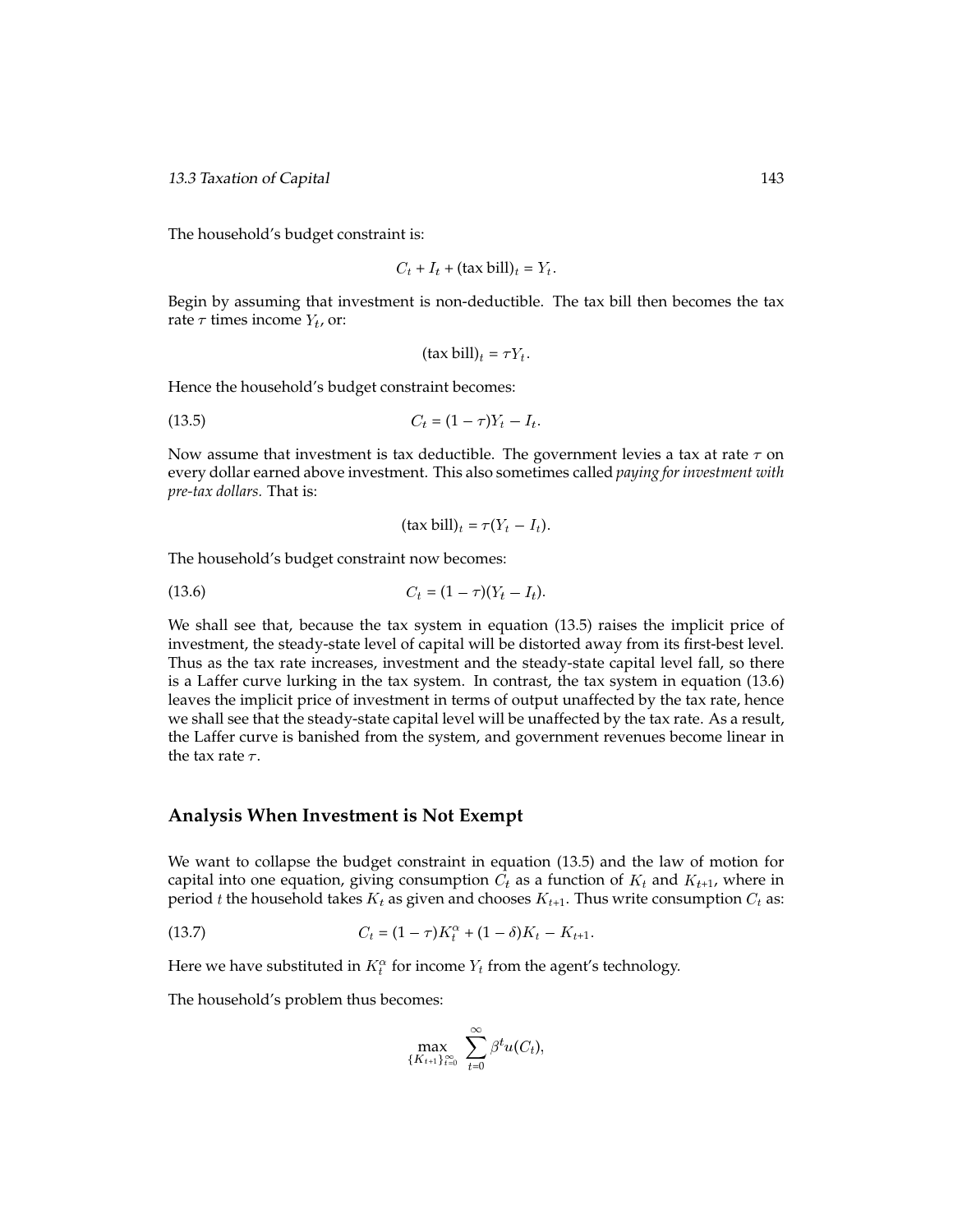The household's budget constraint is:

$$C_t + I_t + (\text{tax bill})_t = Y_t.$$

Begin by assuming that investment is non-deductible. The tax bill then becomes the tax rate $\tau$ times income $Y_t$, or:

$$(\text{tax bill})_t = \tau Y_t.$$

Hence the household's budget constraint becomes:

$$C_t = (1 - \tau)Y_t - I_t. \tag{13.5}$$

Now assume that investment is tax deductible. The government levies a tax at rate $\tau$ on every dollar earned above investment. This also sometimes called *paying for investment with pre-tax dollars.* That is:

$$(\text{tax bill})_t = \tau(Y_t - I_t).$$

The household's budget constraint now becomes:

$$C_t = (1 - \tau)(Y_t - I_t). \tag{13.6}$$

We shall see that, because the tax system in equation (13.5) raises the implicit price of investment, the steady-state level of capital will be distorted away from its first-best level. Thus as the tax rate increases, investment and the steady-state capital level fall, so there is a Laffer curve lurking in the tax system. In contrast, the tax system in equation (13.6) leaves the implicit price of investment in terms of output unaffected by the tax rate, hence we shall see that the steady-state capital level will be unaffected by the tax rate. As a result, the Laffer curve is banished from the system, and government revenues become linear in the tax rate $\tau$.

## Analysis When Investment is Not Exempt

We want to collapse the budget constraint in equation (13.5) and the law of motion for capital into one equation, giving consumption $C_t$ as a function of $K_t$ and $K_{t+1}$, where in period $t$ the household takes $K_t$ as given and chooses $K_{t+1}$. Thus write consumption $C_t$ as:

$$C_t = (1 - \tau)K_t^\alpha + (1 - \delta)K_t - K_{t+1}. \tag{13.7}$$

Here we have substituted in $K_t^\alpha$ for income $Y_t$ from the agent's technology.

The household's problem thus becomes:

$$\max_{\{K_{t+1}\}_{t=0}^\infty} \sum_{t=0}^\infty \beta^t u(C_t),$$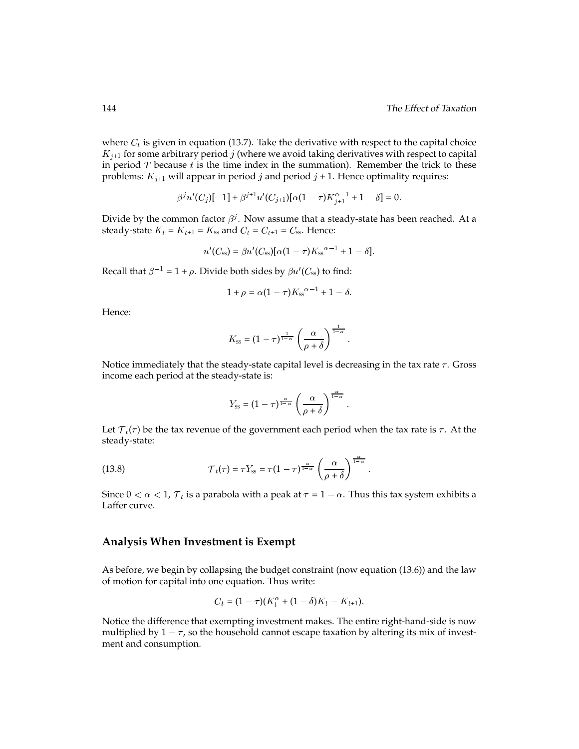where $C_t$ is given in equation (13.7). Take the derivative with respect to the capital choice $K_{j+1}$ for some arbitrary period $j$ (where we avoid taking derivatives with respect to capital in period $T$ because $t$ is the time index in the summation). Remember the trick to these problems: $K_{j+1}$ will appear in period $j$ and period $j+1$. Hence optimality requires:

$$\beta^j u'(C_j)[-1] + \beta^{j+1} u'(C_{j+1})[\alpha(1-\tau)K_{j+1}^{\alpha-1} + 1 - \delta] = 0.$$

Divide by the common factor $\beta^j$. Now assume that a steady-state has been reached. At a steady-state $K_t = K_{t+1} = K_{ss}$ and $C_t = C_{t+1} = C_{ss}$. Hence:

$$u'(C_{ss}) = \beta u'(C_{ss})[\alpha(1-\tau){K_{ss}}^{\alpha-1} + 1 - \delta].$$

Recall that $\beta^{-1} = 1 + \rho$. Divide both sides by $\beta u'(C_{ss})$ to find:

$$1 + \rho = \alpha(1-\tau){K_{ss}}^{\alpha-1} + 1 - \delta.$$

Hence:

$$K_{ss} = (1-\tau)^{\frac{1}{1-\alpha}} \left(\frac{\alpha}{\rho+\delta}\right)^{\frac{1}{1-\alpha}}.$$

Notice immediately that the steady-state capital level is decreasing in the tax rate $\tau$. Gross income each period at the steady-state is:

$$Y_{ss} = (1-\tau)^{\frac{\alpha}{1-\alpha}} \left(\frac{\alpha}{\rho+\delta}\right)^{\frac{\alpha}{1-\alpha}}.$$

Let $\mathcal{T}_t(\tau)$ be the tax revenue of the government each period when the tax rate is $\tau$. At the steady-state:

$$\mathcal{T}_t(\tau) = \tau Y_{ss} = \tau(1-\tau)^{\frac{\alpha}{1-\alpha}} \left(\frac{\alpha}{\rho+\delta}\right)^{\frac{\alpha}{1-\alpha}}. \tag{13.8}$$

Since $0 < \alpha < 1$, $\mathcal{T}_t$ is a parabola with a peak at $\tau = 1 - \alpha$. Thus this tax system exhibits a Laffer curve.

## Analysis When Investment is Exempt

As before, we begin by collapsing the budget constraint (now equation (13.6)) and the law of motion for capital into one equation. Thus write:

$$C_t = (1-\tau)(K_t^\alpha + (1-\delta)K_t - K_{t+1}).$$

Notice the difference that exempting investment makes. The entire right-hand-side is now multiplied by $1 - \tau$, so the household cannot escape taxation by altering its mix of investment and consumption.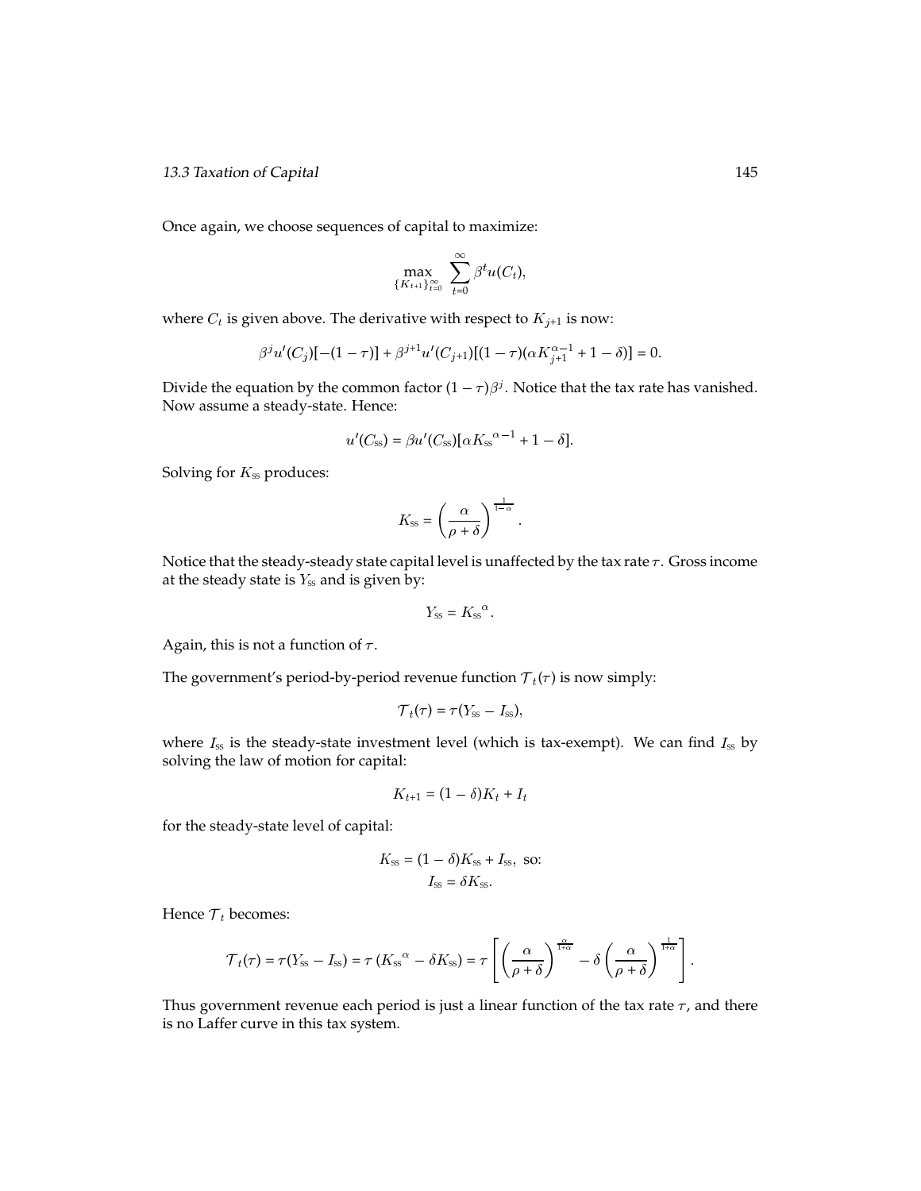Once again, we choose sequences of capital to maximize:

$$\max_{\{K_{t+1}\}_{t=0}^{\infty}} \sum_{t=0}^{\infty} \beta^t u(C_t),$$

where $C_t$ is given above. The derivative with respect to $K_{j+1}$ is now:

$$\beta^j u'(C_j)[-(1-\tau)] + \beta^{j+1} u'(C_{j+1})[(1-\tau)(\alpha K_{j+1}^{\alpha-1} + 1 - \delta)] = 0.$$

Divide the equation by the common factor $(1-\tau)\beta^j$. Notice that the tax rate has vanished. Now assume a steady-state. Hence:

$$u'(C_{ss}) = \beta u'(C_{ss})[\alpha {K_{ss}}^{\alpha-1} + 1 - \delta].$$

Solving for $K_{ss}$ produces:

$$K_{ss} = \left(\frac{\alpha}{\rho + \delta}\right)^{\frac{1}{1-\alpha}}.$$

Notice that the steady-steady state capital level is unaffected by the tax rate $\tau$. Gross income at the steady state is $Y_{ss}$ and is given by:

$$Y_{ss} = {K_{ss}}^{\alpha}.$$

Again, this is not a function of $\tau$.

The government's period-by-period revenue function $\mathcal{T}_t(\tau)$ is now simply:

$$\mathcal{T}_t(\tau) = \tau(Y_{ss} - I_{ss}),$$

where $I_{ss}$ is the steady-state investment level (which is tax-exempt). We can find $I_{ss}$ by solving the law of motion for capital:

$$K_{t+1} = (1-\delta)K_t + I_t$$

for the steady-state level of capital:

$$K_{ss} = (1-\delta)K_{ss} + I_{ss}, \text{ so:}$$
$$I_{ss} = \delta K_{ss}.$$

Hence $\mathcal{T}_t$ becomes:

$$\mathcal{T}_t(\tau) = \tau(Y_{ss} - I_{ss}) = \tau\left({K_{ss}}^{\alpha} - \delta K_{ss}\right) = \tau\left[\left(\frac{\alpha}{\rho+\delta}\right)^{\frac{\alpha}{1+\alpha}} - \delta\left(\frac{\alpha}{\rho+\delta}\right)^{\frac{1}{1+\alpha}}\right].$$

Thus government revenue each period is just a linear function of the tax rate $\tau$, and there is no Laffer curve in this tax system.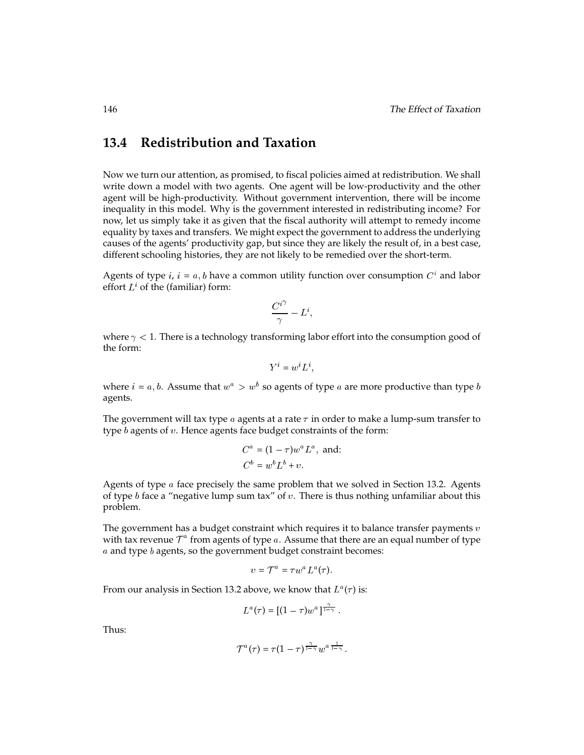## 13.4 Redistribution and Taxation

Now we turn our attention, as promised, to fiscal policies aimed at redistribution. We shall write down a model with two agents. One agent will be low-productivity and the other agent will be high-productivity. Without government intervention, there will be income inequality in this model. Why is the government interested in redistributing income? For now, let us simply take it as given that the fiscal authority will attempt to remedy income equality by taxes and transfers. We might expect the government to address the underlying causes of the agents' productivity gap, but since they are likely the result of, in a best case, different schooling histories, they are not likely to be remedied over the short-term.

Agents of type $i$, $i = a, b$ have a common utility function over consumption $C^i$ and labor effort $L^i$ of the (familiar) form:

$$\frac{C^{i\gamma}}{\gamma} - L^i,$$

where $\gamma < 1$. There is a technology transforming labor effort into the consumption good of the form:

$$Y^i = w^i L^i,$$

where $i = a, b$. Assume that $w^a > w^b$ so agents of type $a$ are more productive than type $b$ agents.

The government will tax type $a$ agents at a rate $\tau$ in order to make a lump-sum transfer to type $b$ agents of $v$. Hence agents face budget constraints of the form:

$$C^a = (1 - \tau)w^a L^a, \text{ and:}$$
$$C^b = w^b L^b + v.$$

Agents of type $a$ face precisely the same problem that we solved in Section 13.2. Agents of type $b$ face a "negative lump sum tax" of $v$. There is thus nothing unfamiliar about this problem.

The government has a budget constraint which requires it to balance transfer payments $v$ with tax revenue $\mathcal{T}^a$ from agents of type $a$. Assume that there are an equal number of type $a$ and type $b$ agents, so the government budget constraint becomes:

$$v = \mathcal{T}^a = \tau w^a L^a(\tau).$$

From our analysis in Section 13.2 above, we know that $L^a(\tau)$ is:

$$L^a(\tau) = [(1 - \tau)w^a]^{\frac{\gamma}{1-\gamma}}.$$

Thus:

$$\mathcal{T}^a(\tau) = \tau(1 - \tau)^{\frac{\gamma}{1-\gamma}} w^{a\,\frac{1}{1-\gamma}}.$$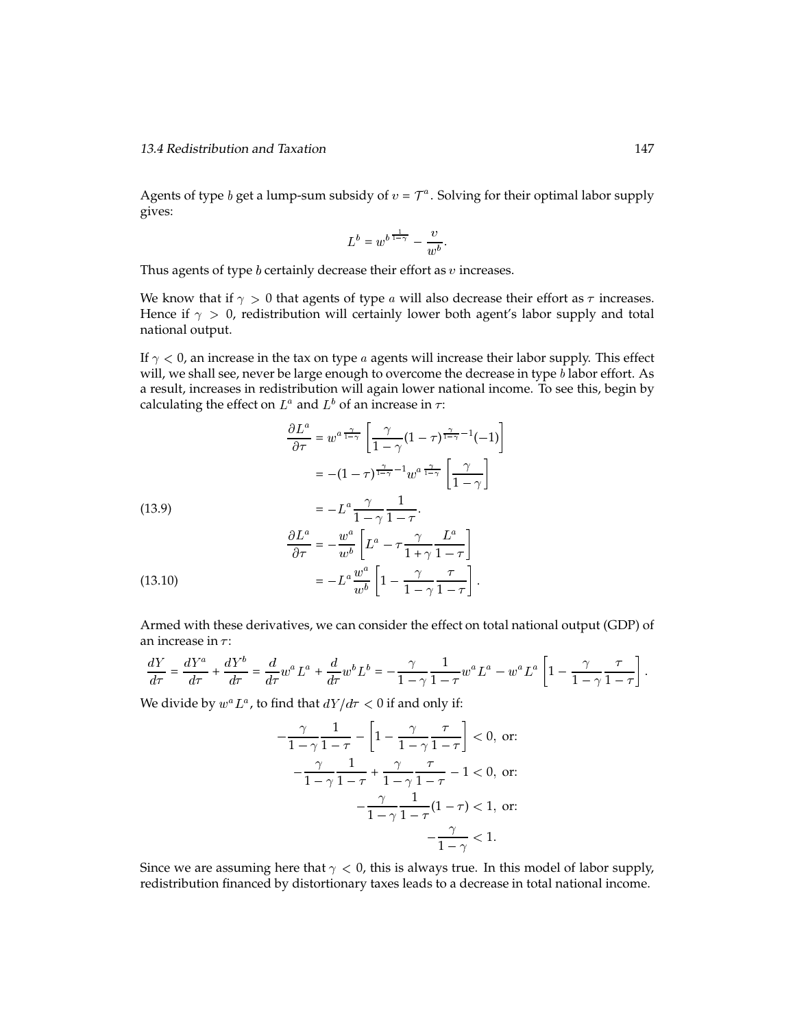Agents of type $b$ get a lump-sum subsidy of $v = \mathcal{T}^a$. Solving for their optimal labor supply gives:

$$L^b = w^{b\,\frac{1}{1-\gamma}} - \frac{v}{w^b}.$$

Thus agents of type $b$ certainly decrease their effort as $v$ increases.

We know that if $\gamma > 0$ that agents of type $a$ will also decrease their effort as $\tau$ increases. Hence if $\gamma > 0$, redistribution will certainly lower both agent's labor supply and total national output.

If $\gamma < 0$, an increase in the tax on type $a$ agents will increase their labor supply. This effect will, we shall see, never be large enough to overcome the decrease in type $b$ labor effort. As a result, increases in redistribution will again lower national income. To see this, begin by calculating the effect on $L^a$ and $L^b$ of an increase in $\tau$:

$$\begin{aligned}
\frac{\partial L^a}{\partial \tau} &= w^{a\,\frac{\gamma}{1-\gamma}} \left[ \frac{\gamma}{1-\gamma} (1-\tau)^{\frac{\gamma}{1-\gamma}-1}(-1) \right] \\
&= -(1-\tau)^{\frac{\gamma}{1-\gamma}-1} w^{a\,\frac{\gamma}{1-\gamma}} \left[ \frac{\gamma}{1-\gamma} \right] \\
&= -L^a \frac{\gamma}{1-\gamma} \frac{1}{1-\tau}. \qquad (13.9)\\
\frac{\partial L^a}{\partial \tau} &= -\frac{w^a}{w^b} \left[ L^a - \tau \frac{\gamma}{1+\gamma} \frac{L^a}{1-\tau} \right] \\
&= -L^a \frac{w^a}{w^b} \left[ 1 - \frac{\gamma}{1-\gamma} \frac{\tau}{1-\tau} \right]. \qquad (13.10)
\end{aligned}$$

Armed with these derivatives, we can consider the effect on total national output (GDP) of an increase in $\tau$:

$$\frac{dY}{d\tau} = \frac{dY^a}{d\tau} + \frac{dY^b}{d\tau} = \frac{d}{d\tau} w^a L^a + \frac{d}{d\tau} w^b L^b = -\frac{\gamma}{1-\gamma} \frac{1}{1-\tau} w^a L^a - w^a L^a \left[ 1 - \frac{\gamma}{1-\gamma} \frac{\tau}{1-\tau} \right].$$

We divide by $w^a L^a$, to find that $dY/d\tau < 0$ if and only if:

$$\begin{aligned}
-\frac{\gamma}{1-\gamma} \frac{1}{1-\tau} - \left[ 1 - \frac{\gamma}{1-\gamma} \frac{\tau}{1-\tau} \right] &< 0, \text{ or:} \\
-\frac{\gamma}{1-\gamma} \frac{1}{1-\tau} + \frac{\gamma}{1-\gamma} \frac{\tau}{1-\tau} - 1 &< 0, \text{ or:} \\
-\frac{\gamma}{1-\gamma} \frac{1}{1-\tau} (1-\tau) &< 1, \text{ or:} \\
-\frac{\gamma}{1-\gamma} &< 1.
\end{aligned}$$

Since we are assuming here that $\gamma < 0$, this is always true. In this model of labor supply, redistribution financed by distortionary taxes leads to a decrease in total national income.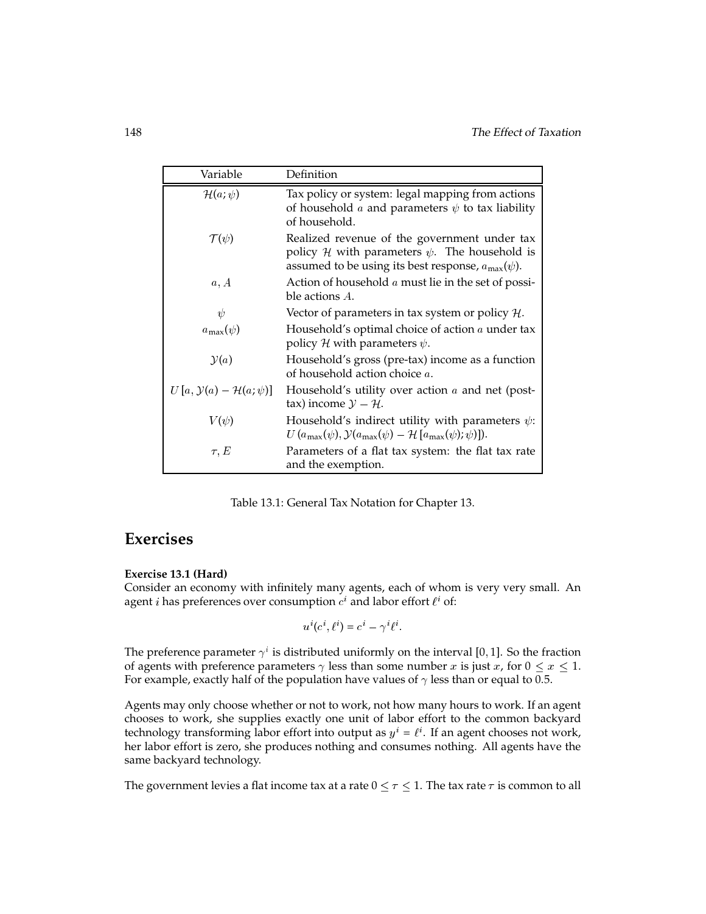| Variable | Definition |
|---|---|
| $\mathcal{H}(a;\psi)$ | Tax policy or system: legal mapping from actions of household $a$ and parameters $\psi$ to tax liability of household. |
| $\mathcal{T}(\psi)$ | Realized revenue of the government under tax policy $\mathcal{H}$ with parameters $\psi$. The household is assumed to be using its best response, $a_{\max}(\psi)$. |
| $a, A$ | Action of household $a$ must lie in the set of possible actions $A$. |
| $\psi$ | Vector of parameters in tax system or policy $\mathcal{H}$. |
| $a_{\max}(\psi)$ | Household's optimal choice of action $a$ under tax policy $\mathcal{H}$ with parameters $\psi$. |
| $\mathcal{Y}(a)$ | Household's gross (pre-tax) income as a function of household action choice $a$. |
| $U\left[a, \mathcal{Y}(a) - \mathcal{H}(a;\psi)\right]$ | Household's utility over action $a$ and net (post-tax) income $\mathcal{Y} - \mathcal{H}$. |
| $V(\psi)$ | Household's indirect utility with parameters $\psi$: $U\left(a_{\max}(\psi), \mathcal{Y}(a_{\max}(\psi) - \mathcal{H}\left[a_{\max}(\psi);\psi\right]\right)$. |
| $\tau, E$ | Parameters of a flat tax system: the flat tax rate and the exemption. |

Table 13.1: General Tax Notation for Chapter 13.

## Exercises

**Exercise 13.1 (Hard)**
Consider an economy with infinitely many agents, each of whom is very very small. An agent $i$ has preferences over consumption $c^i$ and labor effort $\ell^i$ of:

$$u^i(c^i, \ell^i) = c^i - \gamma^i \ell^i.$$

The preference parameter $\gamma^i$ is distributed uniformly on the interval $[0, 1]$. So the fraction of agents with preference parameters $\gamma$ less than some number $x$ is just $x$, for $0 \leq x \leq 1$. For example, exactly half of the population have values of $\gamma$ less than or equal to 0.5.

Agents may only choose whether or not to work, not how many hours to work. If an agent chooses to work, she supplies exactly one unit of labor effort to the common backyard technology transforming labor effort into output as $y^i = \ell^i$. If an agent chooses not work, her labor effort is zero, she produces nothing and consumes nothing. All agents have the same backyard technology.

The government levies a flat income tax at a rate $0 \leq \tau \leq 1$. The tax rate $\tau$ is common to all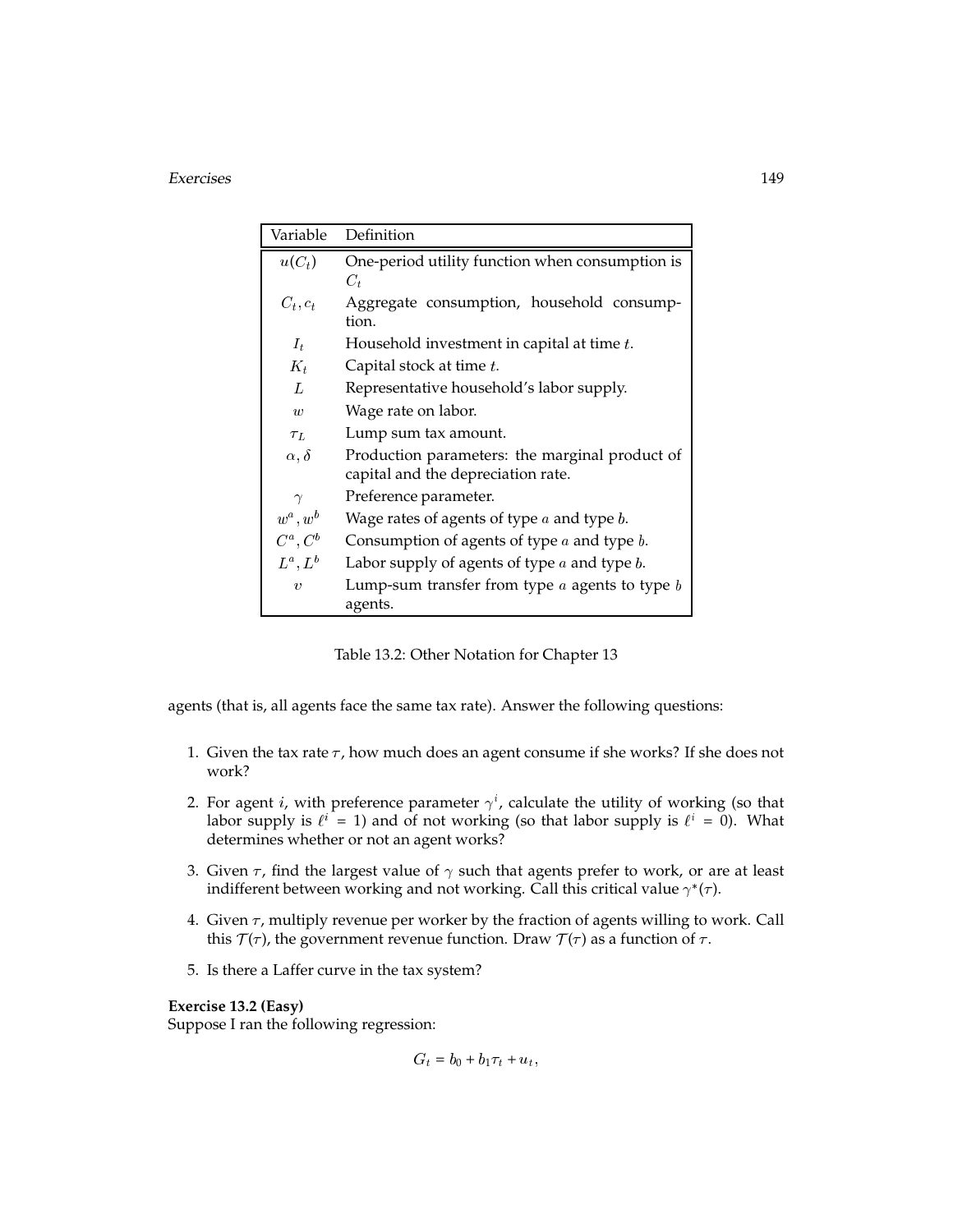| Variable | Definition |
|---|---|
| $u(C_t)$ | One-period utility function when consumption is $C_t$ |
| $C_t, c_t$ | Aggregate consumption, household consumption. |
| $I_t$ | Household investment in capital at time $t$. |
| $K_t$ | Capital stock at time $t$. |
| $L$ | Representative household's labor supply. |
| $w$ | Wage rate on labor. |
| $\tau_L$ | Lump sum tax amount. |
| $\alpha, \delta$ | Production parameters: the marginal product of capital and the depreciation rate. |
| $\gamma$ | Preference parameter. |
| $w^a, w^b$ | Wage rates of agents of type $a$ and type $b$. |
| $C^a, C^b$ | Consumption of agents of type $a$ and type $b$. |
| $L^a, L^b$ | Labor supply of agents of type $a$ and type $b$. |
| $v$ | Lump-sum transfer from type $a$ agents to type $b$ agents. |

Table 13.2: Other Notation for Chapter 13

agents (that is, all agents face the same tax rate). Answer the following questions:

1. Given the tax rate $\tau$, how much does an agent consume if she works? If she does not work?
2. For agent $i$, with preference parameter $\gamma^i$, calculate the utility of working (so that labor supply is $\ell^i = 1$) and of not working (so that labor supply is $\ell^i = 0$). What determines whether or not an agent works?
3. Given $\tau$, find the largest value of $\gamma$ such that agents prefer to work, or are at least indifferent between working and not working. Call this critical value $\gamma^*(\tau)$.
4. Given $\tau$, multiply revenue per worker by the fraction of agents willing to work. Call this $\mathcal{T}(\tau)$, the government revenue function. Draw $\mathcal{T}(\tau)$ as a function of $\tau$.
5. Is there a Laffer curve in the tax system?

**Exercise 13.2 (Easy)**
Suppose I ran the following regression:

$$G_t = b_0 + b_1\tau_t + u_t,$$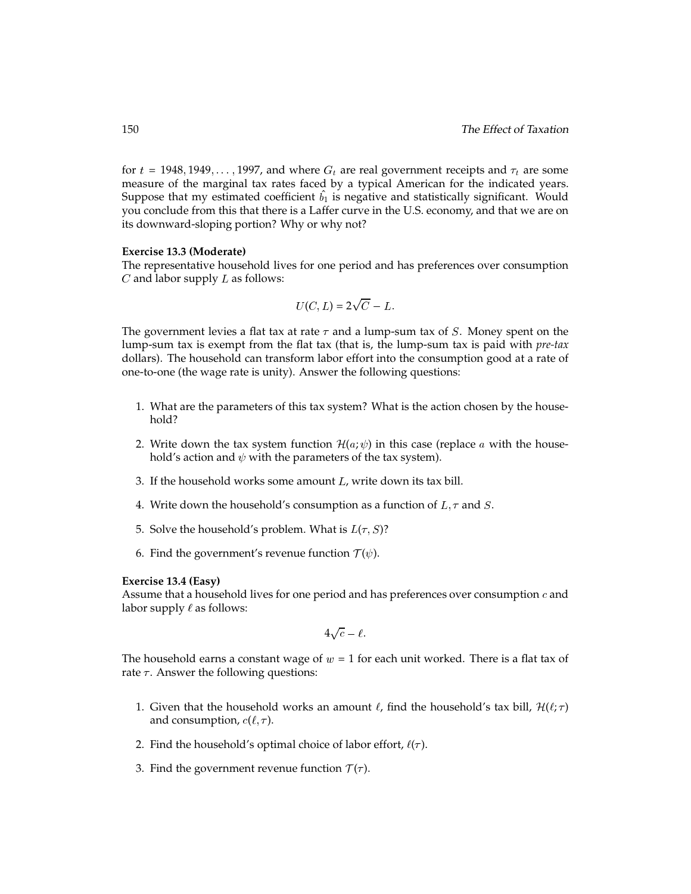for $t = 1948, 1949, \ldots, 1997$, and where $G_t$ are real government receipts and $\tau_t$ are some measure of the marginal tax rates faced by a typical American for the indicated years. Suppose that my estimated coefficient $\hat{b}_1$ is negative and statistically significant. Would you conclude from this that there is a Laffer curve in the U.S. economy, and that we are on its downward-sloping portion? Why or why not?

**Exercise 13.3 (Moderate)**
The representative household lives for one period and has preferences over consumption $C$ and labor supply $L$ as follows:

$$U(C, L) = 2\sqrt{C} - L.$$

The government levies a flat tax at rate $\tau$ and a lump-sum tax of $S$. Money spent on the lump-sum tax is exempt from the flat tax (that is, the lump-sum tax is paid with *pre-tax* dollars). The household can transform labor effort into the consumption good at a rate of one-to-one (the wage rate is unity). Answer the following questions:

1. What are the parameters of this tax system? What is the action chosen by the household?
2. Write down the tax system function $\mathcal{H}(a; \psi)$ in this case (replace $a$ with the household's action and $\psi$ with the parameters of the tax system).
3. If the household works some amount $L$, write down its tax bill.
4. Write down the household's consumption as a function of $L, \tau$ and $S$.
5. Solve the household's problem. What is $L(\tau, S)$?
6. Find the government's revenue function $\mathcal{T}(\psi)$.

**Exercise 13.4 (Easy)**
Assume that a household lives for one period and has preferences over consumption $c$ and labor supply $\ell$ as follows:

$$4\sqrt{c} - \ell.$$

The household earns a constant wage of $w = 1$ for each unit worked. There is a flat tax of rate $\tau$. Answer the following questions:

1. Given that the household works an amount $\ell$, find the household's tax bill, $\mathcal{H}(\ell; \tau)$ and consumption, $c(\ell, \tau)$.
2. Find the household's optimal choice of labor effort, $\ell(\tau)$.
3. Find the government revenue function $\mathcal{T}(\tau)$.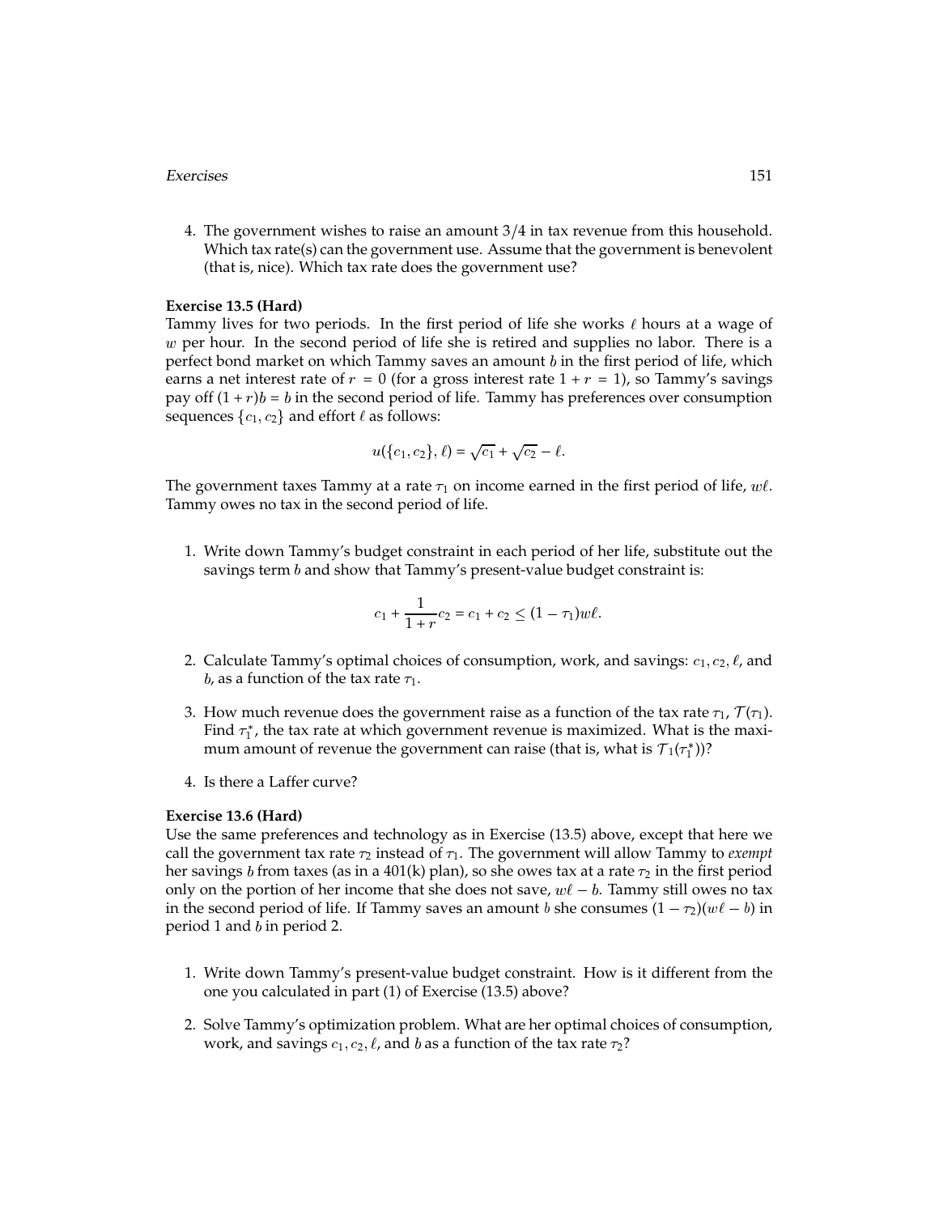4. The government wishes to raise an amount 3/4 in tax revenue from this household. Which tax rate(s) can the government use. Assume that the government is benevolent (that is, nice). Which tax rate does the government use?

**Exercise 13.5 (Hard)**
Tammy lives for two periods. In the first period of life she works $\ell$ hours at a wage of $w$ per hour. In the second period of life she is retired and supplies no labor. There is a perfect bond market on which Tammy saves an amount $b$ in the first period of life, which earns a net interest rate of $r = 0$ (for a gross interest rate $1 + r = 1$), so Tammy's savings pay off $(1 + r)b = b$ in the second period of life. Tammy has preferences over consumption sequences $\{c_1, c_2\}$ and effort $\ell$ as follows:

$$u(\{c_1, c_2\}, \ell) = \sqrt{c_1} + \sqrt{c_2} - \ell.$$

The government taxes Tammy at a rate $\tau_1$ on income earned in the first period of life, $w\ell$. Tammy owes no tax in the second period of life.

1. Write down Tammy's budget constraint in each period of her life, substitute out the savings term $b$ and show that Tammy's present-value budget constraint is:

$$c_1 + \frac{1}{1+r}c_2 = c_1 + c_2 \leq (1 - \tau_1)w\ell.$$

2. Calculate Tammy's optimal choices of consumption, work, and savings: $c_1, c_2, \ell$, and $b$, as a function of the tax rate $\tau_1$.

3. How much revenue does the government raise as a function of the tax rate $\tau_1$, $\mathcal{T}(\tau_1)$. Find $\tau_1^*$, the tax rate at which government revenue is maximized. What is the maximum amount of revenue the government can raise (that is, what is $\mathcal{T}_1(\tau_1^*)$)?

4. Is there a Laffer curve?

**Exercise 13.6 (Hard)**
Use the same preferences and technology as in Exercise (13.5) above, except that here we call the government tax rate $\tau_2$ instead of $\tau_1$. The government will allow Tammy to *exempt* her savings $b$ from taxes (as in a 401(k) plan), so she owes tax at a rate $\tau_2$ in the first period only on the portion of her income that she does not save, $w\ell - b$. Tammy still owes no tax in the second period of life. If Tammy saves an amount $b$ she consumes $(1 - \tau_2)(w\ell - b)$ in period 1 and $b$ in period 2.

1. Write down Tammy's present-value budget constraint. How is it different from the one you calculated in part (1) of Exercise (13.5) above?

2. Solve Tammy's optimization problem. What are her optimal choices of consumption, work, and savings $c_1, c_2, \ell$, and $b$ as a function of the tax rate $\tau_2$?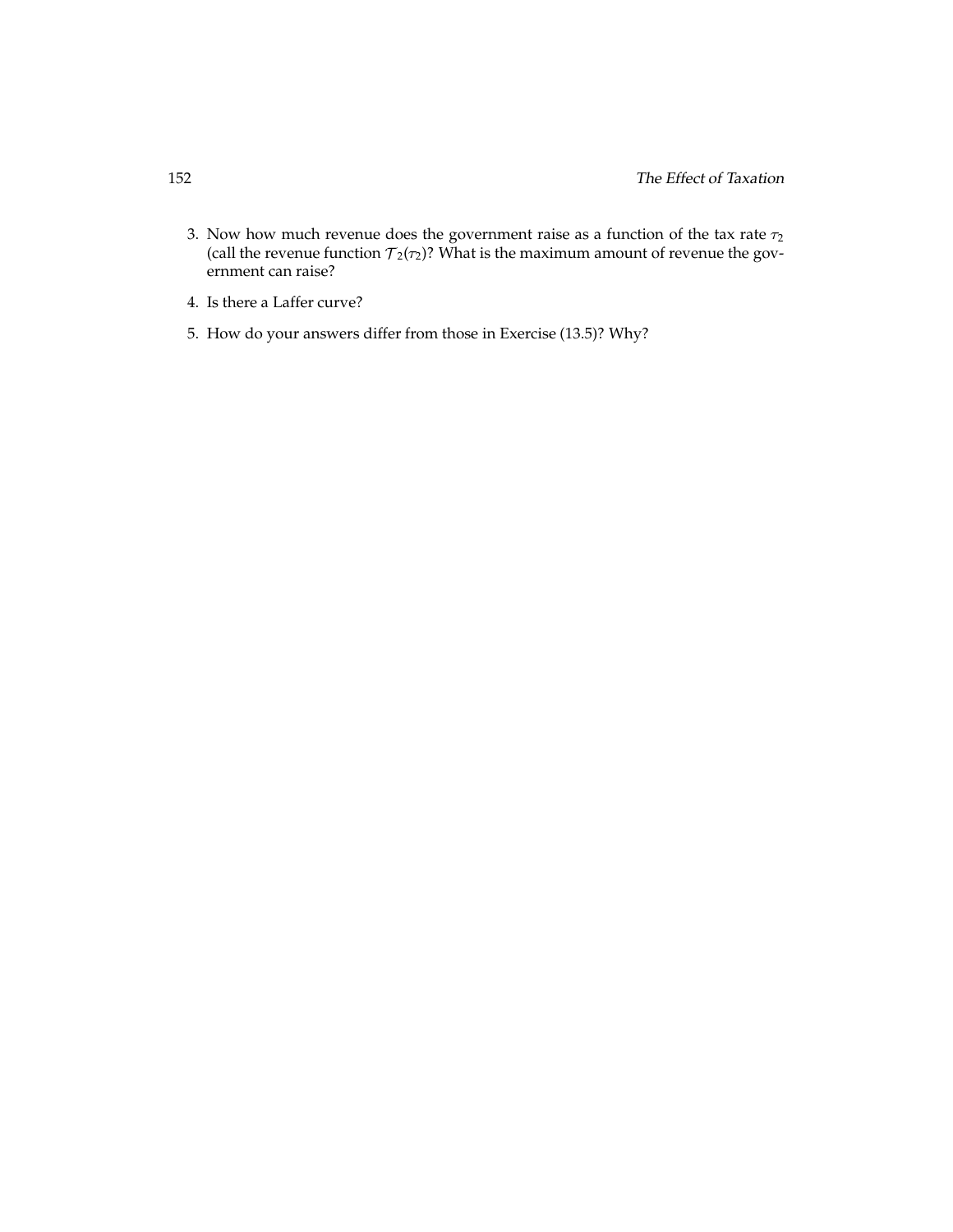3. Now how much revenue does the government raise as a function of the tax rate $\tau_2$ (call the revenue function $\mathcal{T}_2(\tau_2)$)? What is the maximum amount of revenue the government can raise?

4. Is there a Laffer curve?

5. How do your answers differ from those in Exercise (13.5)? Why?